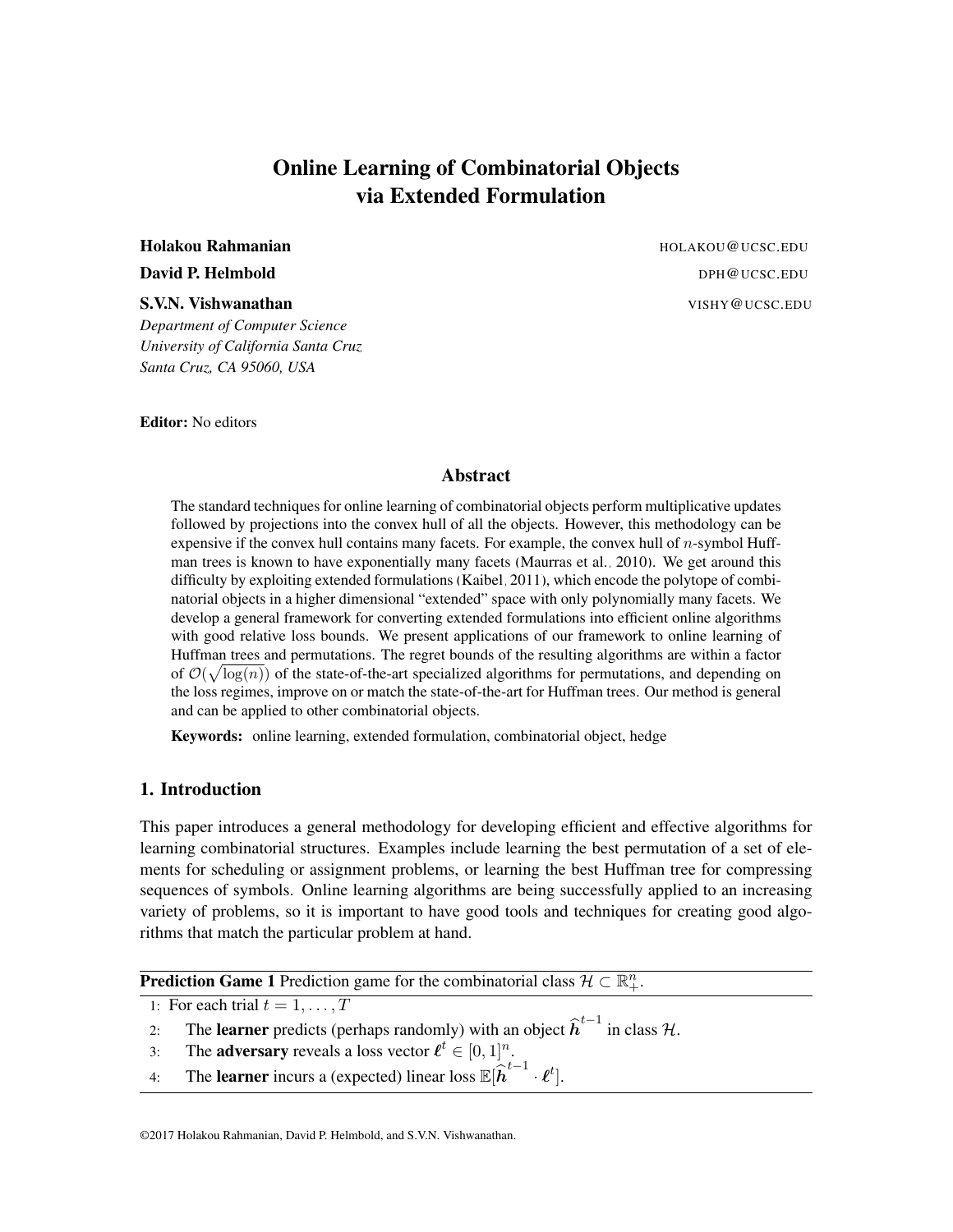# Online Learning of Combinatorial Objects via Extended Formulation

**Holakou Rahmanian** HOLAKOU@UCSC.EDU

**David P. Helmbold** DPH@UCSC.EDU

**S.V.N. Vishwanathan** VISHY@UCSC.EDU

*Department of Computer Science*
*University of California Santa Cruz*
*Santa Cruz, CA 95060, USA*

**Editor:** No editors

## Abstract

The standard techniques for online learning of combinatorial objects perform multiplicative updates followed by projections into the convex hull of all the objects. However, this methodology can be expensive if the convex hull contains many facets. For example, the convex hull of $n$-symbol Huffman trees is known to have exponentially many facets (Maurras et al., 2010). We get around this difficulty by exploiting extended formulations (Kaibel, 2011), which encode the polytope of combinatorial objects in a higher dimensional "extended" space with only polynomially many facets. We develop a general framework for converting extended formulations into efficient online algorithms with good relative loss bounds. We present applications of our framework to online learning of Huffman trees and permutations. The regret bounds of the resulting algorithms are within a factor of $\mathcal{O}(\sqrt{\log(n)})$ of the state-of-the-art specialized algorithms for permutations, and depending on the loss regimes, improve on or match the state-of-the-art for Huffman trees. Our method is general and can be applied to other combinatorial objects.

**Keywords:** online learning, extended formulation, combinatorial object, hedge

## 1. Introduction

This paper introduces a general methodology for developing efficient and effective algorithms for learning combinatorial structures. Examples include learning the best permutation of a set of elements for scheduling or assignment problems, or learning the best Huffman tree for compressing sequences of symbols. Online learning algorithms are being successfully applied to an increasing variety of problems, so it is important to have good tools and techniques for creating good algorithms that match the particular problem at hand.

---

**Prediction Game 1** Prediction game for the combinatorial class $\mathcal{H} \subset \mathbb{R}^n_+$.

1: For each trial $t = 1, \ldots, T$
2: The **learner** predicts (perhaps randomly) with an object $\widehat{\boldsymbol{h}}^{t-1}$ in class $\mathcal{H}$.
3: The **adversary** reveals a loss vector $\boldsymbol{\ell}^t \in [0, 1]^n$.
4: The **learner** incurs a (expected) linear loss $\mathbb{E}[\widehat{\boldsymbol{h}}^{t-1} \cdot \boldsymbol{\ell}^t]$.

---

©2017 Holakou Rahmanian, David P. Helmbold, and S.V.N. Vishwanathan.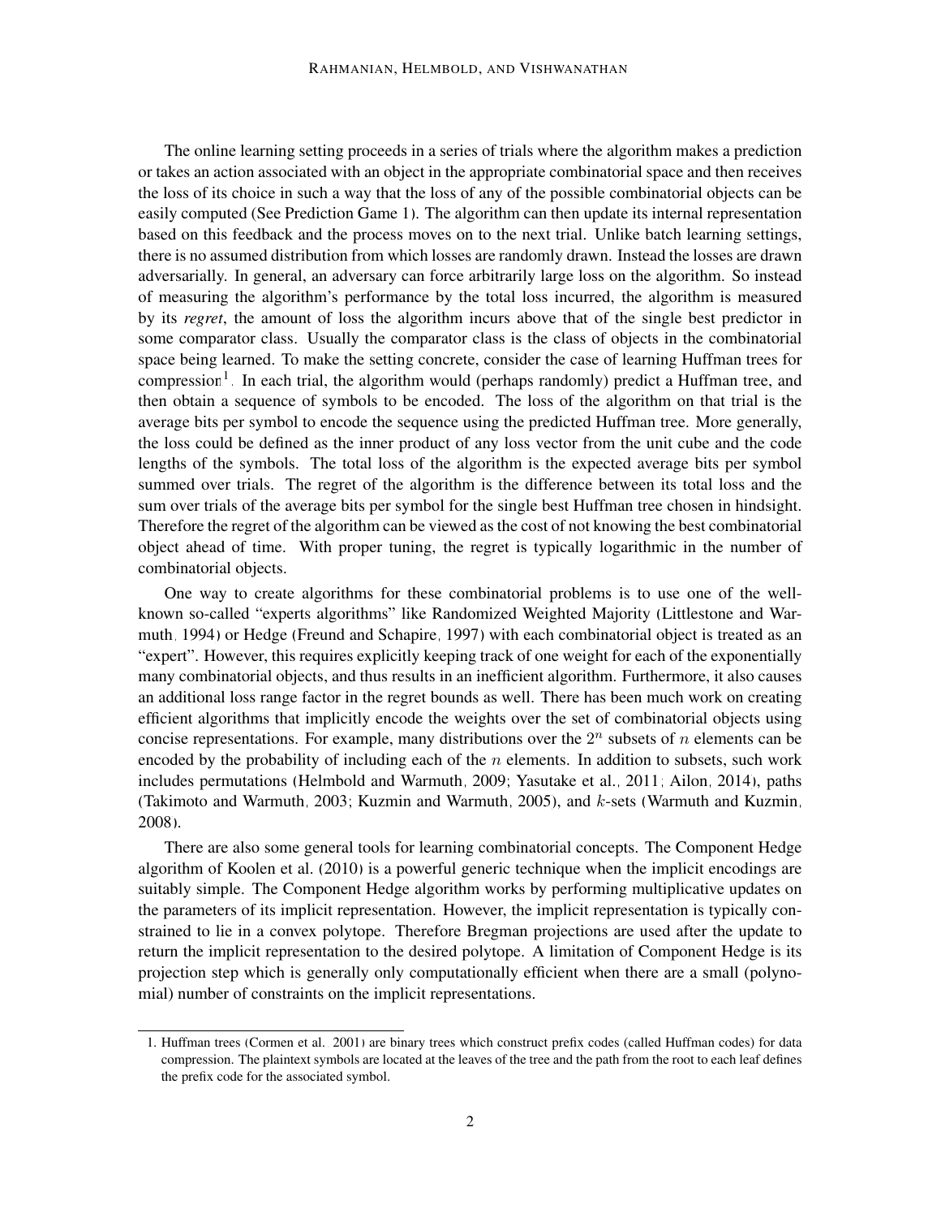The online learning setting proceeds in a series of trials where the algorithm makes a prediction or takes an action associated with an object in the appropriate combinatorial space and then receives the loss of its choice in such a way that the loss of any of the possible combinatorial objects can be easily computed (See Prediction Game 1). The algorithm can then update its internal representation based on this feedback and the process moves on to the next trial. Unlike batch learning settings, there is no assumed distribution from which losses are randomly drawn. Instead the losses are drawn adversarially. In general, an adversary can force arbitrarily large loss on the algorithm. So instead of measuring the algorithm's performance by the total loss incurred, the algorithm is measured by its *regret*, the amount of loss the algorithm incurs above that of the single best predictor in some comparator class. Usually the comparator class is the class of objects in the combinatorial space being learned. To make the setting concrete, consider the case of learning Huffman trees for compression[1]. In each trial, the algorithm would (perhaps randomly) predict a Huffman tree, and then obtain a sequence of symbols to be encoded. The loss of the algorithm on that trial is the average bits per symbol to encode the sequence using the predicted Huffman tree. More generally, the loss could be defined as the inner product of any loss vector from the unit cube and the code lengths of the symbols. The total loss of the algorithm is the expected average bits per symbol summed over trials. The regret of the algorithm is the difference between its total loss and the sum over trials of the average bits per symbol for the single best Huffman tree chosen in hindsight. Therefore the regret of the algorithm can be viewed as the cost of not knowing the best combinatorial object ahead of time. With proper tuning, the regret is typically logarithmic in the number of combinatorial objects.

One way to create algorithms for these combinatorial problems is to use one of the well-known so-called "experts algorithms" like Randomized Weighted Majority (Littlestone and Warmuth, 1994) or Hedge (Freund and Schapire, 1997) with each combinatorial object is treated as an "expert". However, this requires explicitly keeping track of one weight for each of the exponentially many combinatorial objects, and thus results in an inefficient algorithm. Furthermore, it also causes an additional loss range factor in the regret bounds as well. There has been much work on creating efficient algorithms that implicitly encode the weights over the set of combinatorial objects using concise representations. For example, many distributions over the $2^n$ subsets of $n$ elements can be encoded by the probability of including each of the $n$ elements. In addition to subsets, such work includes permutations (Helmbold and Warmuth, 2009; Yasutake et al., 2011; Ailon, 2014), paths (Takimoto and Warmuth, 2003; Kuzmin and Warmuth, 2005), and $k$-sets (Warmuth and Kuzmin, 2008).

There are also some general tools for learning combinatorial concepts. The Component Hedge algorithm of Koolen et al. (2010) is a powerful generic technique when the implicit encodings are suitably simple. The Component Hedge algorithm works by performing multiplicative updates on the parameters of its implicit representation. However, the implicit representation is typically constrained to lie in a convex polytope. Therefore Bregman projections are used after the update to return the implicit representation to the desired polytope. A limitation of Component Hedge is its projection step which is generally only computationally efficient when there are a small (polynomial) number of constraints on the implicit representations.

1. Huffman trees (Cormen et al. 2001) are binary trees which construct prefix codes (called Huffman codes) for data compression. The plaintext symbols are located at the leaves of the tree and the path from the root to each leaf defines the prefix code for the associated symbol.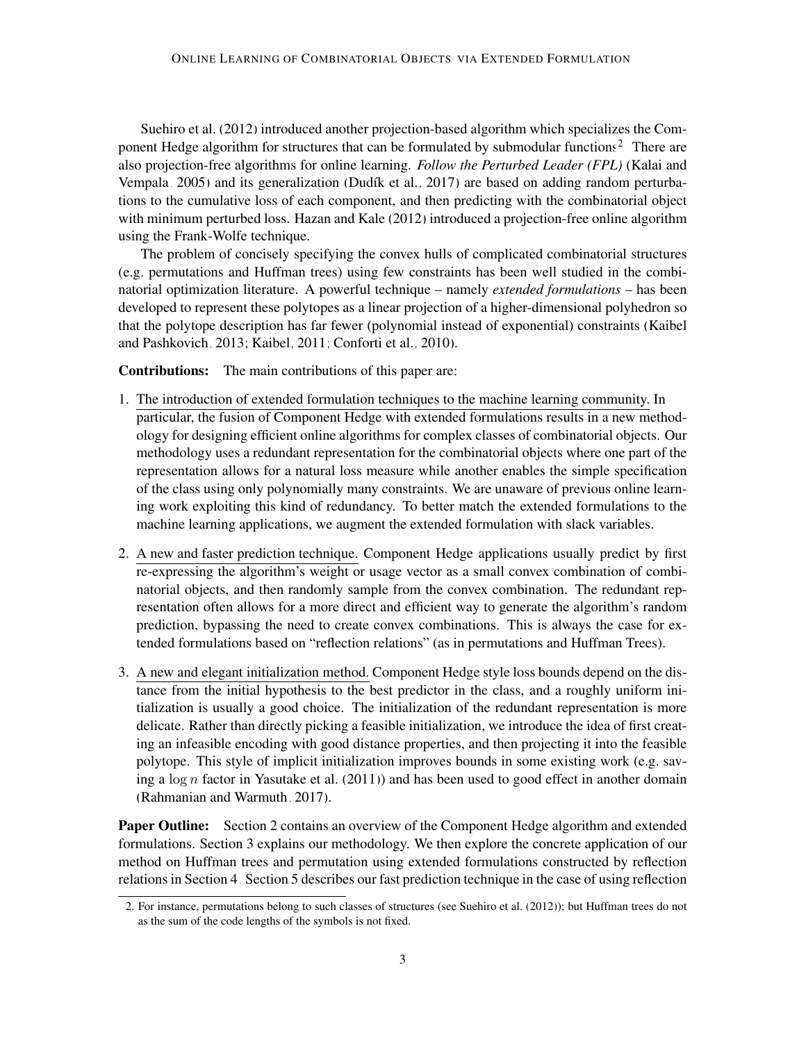Suehiro et al. (2012) introduced another projection-based algorithm which specializes the Component Hedge algorithm for structures that can be formulated by submodular functions[2]. There are also projection-free algorithms for online learning. *Follow the Perturbed Leader (FPL)* (Kalai and Vempala, 2005) and its generalization (Dudík et al., 2017) are based on adding random perturbations to the cumulative loss of each component, and then predicting with the combinatorial object with minimum perturbed loss. Hazan and Kale (2012) introduced a projection-free online algorithm using the Frank-Wolfe technique.

The problem of concisely specifying the convex hulls of complicated combinatorial structures (e.g. permutations and Huffman trees) using few constraints has been well studied in the combinatorial optimization literature. A powerful technique – namely *extended formulations* – has been developed to represent these polytopes as a linear projection of a higher-dimensional polyhedron so that the polytope description has far fewer (polynomial instead of exponential) constraints (Kaibel and Pashkovich, 2013; Kaibel, 2011; Conforti et al., 2010).

**Contributions:** The main contributions of this paper are:

1. The introduction of extended formulation techniques to the machine learning community. In particular, the fusion of Component Hedge with extended formulations results in a new methodology for designing efficient online algorithms for complex classes of combinatorial objects. Our methodology uses a redundant representation for the combinatorial objects where one part of the representation allows for a natural loss measure while another enables the simple specification of the class using only polynomially many constraints. We are unaware of previous online learning work exploiting this kind of redundancy. To better match the extended formulations to the machine learning applications, we augment the extended formulation with slack variables.

2. A new and faster prediction technique. Component Hedge applications usually predict by first re-expressing the algorithm's weight or usage vector as a small convex combination of combinatorial objects, and then randomly sample from the convex combination. The redundant representation often allows for a more direct and efficient way to generate the algorithm's random prediction, bypassing the need to create convex combinations. This is always the case for extended formulations based on "reflection relations" (as in permutations and Huffman Trees).

3. A new and elegant initialization method. Component Hedge style loss bounds depend on the distance from the initial hypothesis to the best predictor in the class, and a roughly uniform initialization is usually a good choice. The initialization of the redundant representation is more delicate. Rather than directly picking a feasible initialization, we introduce the idea of first creating an infeasible encoding with good distance properties, and then projecting it into the feasible polytope. This style of implicit initialization improves bounds in some existing work (e.g. saving a $\log n$ factor in Yasutake et al. (2011)) and has been used to good effect in another domain (Rahmanian and Warmuth, 2017).

**Paper Outline:** Section 2 contains an overview of the Component Hedge algorithm and extended formulations. Section 3 explains our methodology. We then explore the concrete application of our method on Huffman trees and permutation using extended formulations constructed by reflection relations in Section 4. Section 5 describes our fast prediction technique in the case of using reflection

[2]. For instance, permutations belong to such classes of structures (see Suehiro et al. (2012)); but Huffman trees do not as the sum of the code lengths of the symbols is not fixed.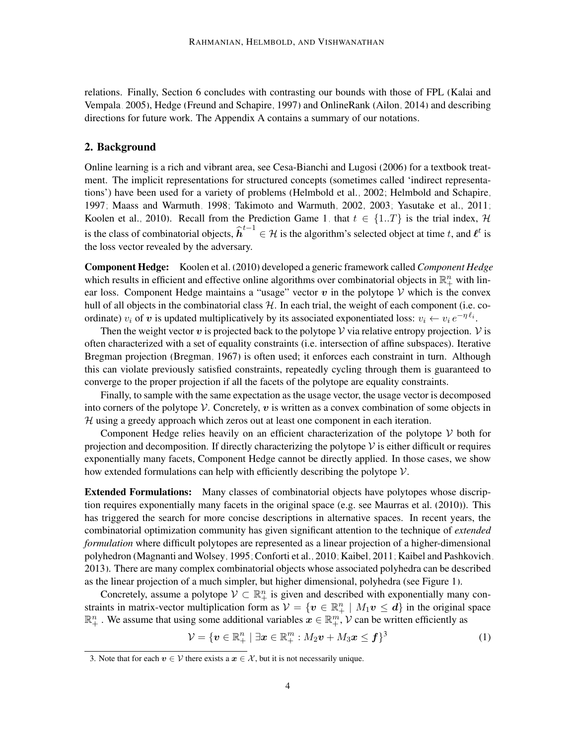relations. Finally, Section 6 concludes with contrasting our bounds with those of FPL (Kalai and Vempala, 2005), Hedge (Freund and Schapire, 1997) and OnlineRank (Ailon, 2014) and describing directions for future work. The Appendix A contains a summary of our notations.

## 2. Background

Online learning is a rich and vibrant area, see Cesa-Bianchi and Lugosi (2006) for a textbook treatment. The implicit representations for structured concepts (sometimes called 'indirect representations') have been used for a variety of problems (Helmbold et al., 2002; Helmbold and Schapire, 1997; Maass and Warmuth, 1998; Takimoto and Warmuth, 2002, 2003; Yasutake et al., 2011; Koolen et al., 2010). Recall from the Prediction Game 1, that $t \in \{1..T\}$ is the trial index, $\mathcal{H}$ is the class of combinatorial objects, $\widehat{\boldsymbol{h}}^{t-1} \in \mathcal{H}$ is the algorithm's selected object at time $t$, and $\boldsymbol{\ell}^t$ is the loss vector revealed by the adversary.

**Component Hedge:** Koolen et al. (2010) developed a generic framework called *Component Hedge* which results in efficient and effective online algorithms over combinatorial objects in $\mathbb{R}^n_+$ with linear loss. Component Hedge maintains a "usage" vector $\boldsymbol{v}$ in the polytope $\mathcal{V}$ which is the convex hull of all objects in the combinatorial class $\mathcal{H}$. In each trial, the weight of each component (i.e. coordinate) $v_i$ of $\boldsymbol{v}$ is updated multiplicatively by its associated exponentiated loss: $v_i \leftarrow v_i \, e^{-\eta \ell_i}$.

Then the weight vector $\boldsymbol{v}$ is projected back to the polytope $\mathcal{V}$ via relative entropy projection. $\mathcal{V}$ is often characterized with a set of equality constraints (i.e. intersection of affine subspaces). Iterative Bregman projection (Bregman, 1967) is often used; it enforces each constraint in turn. Although this can violate previously satisfied constraints, repeatedly cycling through them is guaranteed to converge to the proper projection if all the facets of the polytope are equality constraints.

Finally, to sample with the same expectation as the usage vector, the usage vector is decomposed into corners of the polytope $\mathcal{V}$. Concretely, $\boldsymbol{v}$ is written as a convex combination of some objects in $\mathcal{H}$ using a greedy approach which zeros out at least one component in each iteration.

Component Hedge relies heavily on an efficient characterization of the polytope $\mathcal{V}$ both for projection and decomposition. If directly characterizing the polytope $\mathcal{V}$ is either difficult or requires exponentially many facets, Component Hedge cannot be directly applied. In those cases, we show how extended formulations can help with efficiently describing the polytope $\mathcal{V}$.

**Extended Formulations:** Many classes of combinatorial objects have polytopes whose description requires exponentially many facets in the original space (e.g. see Maurras et al. (2010)). This has triggered the search for more concise descriptions in alternative spaces. In recent years, the combinatorial optimization community has given significant attention to the technique of *extended formulation* where difficult polytopes are represented as a linear projection of a higher-dimensional polyhedron (Magnanti and Wolsey, 1995; Conforti et al., 2010; Kaibel, 2011; Kaibel and Pashkovich, 2013). There are many complex combinatorial objects whose associated polyhedra can be described as the linear projection of a much simpler, but higher dimensional, polyhedra (see Figure 1).

Concretely, assume a polytope $\mathcal{V} \subset \mathbb{R}^n_+$ is given and described with exponentially many constraints in matrix-vector multiplication form as $\mathcal{V} = \{\boldsymbol{v} \in \mathbb{R}^n_+ \mid M_1 \boldsymbol{v} \leq \boldsymbol{d}\}$ in the original space $\mathbb{R}^n_+$. We assume that using some additional variables $\boldsymbol{x} \in \mathbb{R}^m_+$, $\mathcal{V}$ can be written efficiently as

$$\mathcal{V} = \{\boldsymbol{v} \in \mathbb{R}^n_+ \mid \exists \boldsymbol{x} \in \mathbb{R}^m_+ : M_2 \boldsymbol{v} + M_3 \boldsymbol{x} \leq \boldsymbol{f}\}^3 \tag{1}$$

3. Note that for each $\boldsymbol{v} \in \mathcal{V}$ there exists a $\boldsymbol{x} \in \mathcal{X}$, but it is not necessarily unique.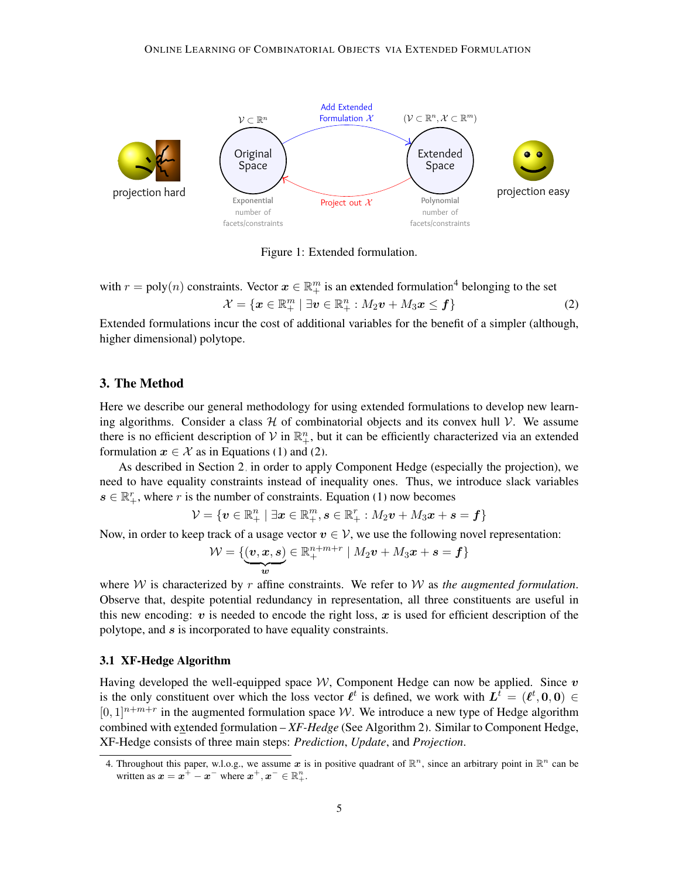Figure 1: Extended formulation.

with $r = \text{poly}(n)$ constraints. Vector $\boldsymbol{x} \in \mathbb{R}_+^m$ is an extended formulation[4] belonging to the set

$$\mathcal{X} = \{\boldsymbol{x} \in \mathbb{R}_+^m \mid \exists \boldsymbol{v} \in \mathbb{R}_+^n : M_2 \boldsymbol{v} + M_3 \boldsymbol{x} \leq \boldsymbol{f}\} \tag{2}$$

Extended formulations incur the cost of additional variables for the benefit of a simpler (although, higher dimensional) polytope.

## 3. The Method

Here we describe our general methodology for using extended formulations to develop new learning algorithms. Consider a class $\mathcal{H}$ of combinatorial objects and its convex hull $\mathcal{V}$. We assume there is no efficient description of $\mathcal{V}$ in $\mathbb{R}_+^n$, but it can be efficiently characterized via an extended formulation $\boldsymbol{x} \in \mathcal{X}$ as in Equations (1) and (2).

As described in Section 2, in order to apply Component Hedge (especially the projection), we need to have equality constraints instead of inequality ones. Thus, we introduce slack variables $\boldsymbol{s} \in \mathbb{R}_+^r$, where $r$ is the number of constraints. Equation (1) now becomes

$$\mathcal{V} = \{\boldsymbol{v} \in \mathbb{R}_+^n \mid \exists \boldsymbol{x} \in \mathbb{R}_+^m, \boldsymbol{s} \in \mathbb{R}_+^r : M_2 \boldsymbol{v} + M_3 \boldsymbol{x} + \boldsymbol{s} = \boldsymbol{f}\}$$

Now, in order to keep track of a usage vector $\boldsymbol{v} \in \mathcal{V}$, we use the following novel representation:

$$\mathcal{W} = \{\underbrace{(\boldsymbol{v}, \boldsymbol{x}, \boldsymbol{s})}_{\boldsymbol{w}} \in \mathbb{R}_+^{n+m+r} \mid M_2 \boldsymbol{v} + M_3 \boldsymbol{x} + \boldsymbol{s} = \boldsymbol{f}\}$$

where $\mathcal{W}$ is characterized by $r$ affine constraints. We refer to $\mathcal{W}$ as *the augmented formulation*. Observe that, despite potential redundancy in representation, all three constituents are useful in this new encoding: $\boldsymbol{v}$ is needed to encode the right loss, $\boldsymbol{x}$ is used for efficient description of the polytope, and $\boldsymbol{s}$ is incorporated to have equality constraints.

### 3.1 XF-Hedge Algorithm

Having developed the well-equipped space $\mathcal{W}$, Component Hedge can now be applied. Since $\boldsymbol{v}$ is the only constituent over which the loss vector $\boldsymbol{\ell}^t$ is defined, we work with $\boldsymbol{L}^t = (\boldsymbol{\ell}^t, \boldsymbol{0}, \boldsymbol{0}) \in [0,1]^{n+m+r}$ in the augmented formulation space $\mathcal{W}$. We introduce a new type of Hedge algorithm combined with extended formulation – *XF-Hedge* (See Algorithm 2). Similar to Component Hedge, XF-Hedge consists of three main steps: *Prediction*, *Update*, and *Projection*.

4. Throughout this paper, w.l.o.g., we assume $\boldsymbol{x}$ is in positive quadrant of $\mathbb{R}^n$, since an arbitrary point in $\mathbb{R}^n$ can be written as $\boldsymbol{x} = \boldsymbol{x}^+ - \boldsymbol{x}^-$ where $\boldsymbol{x}^+, \boldsymbol{x}^- \in \mathbb{R}_+^n$.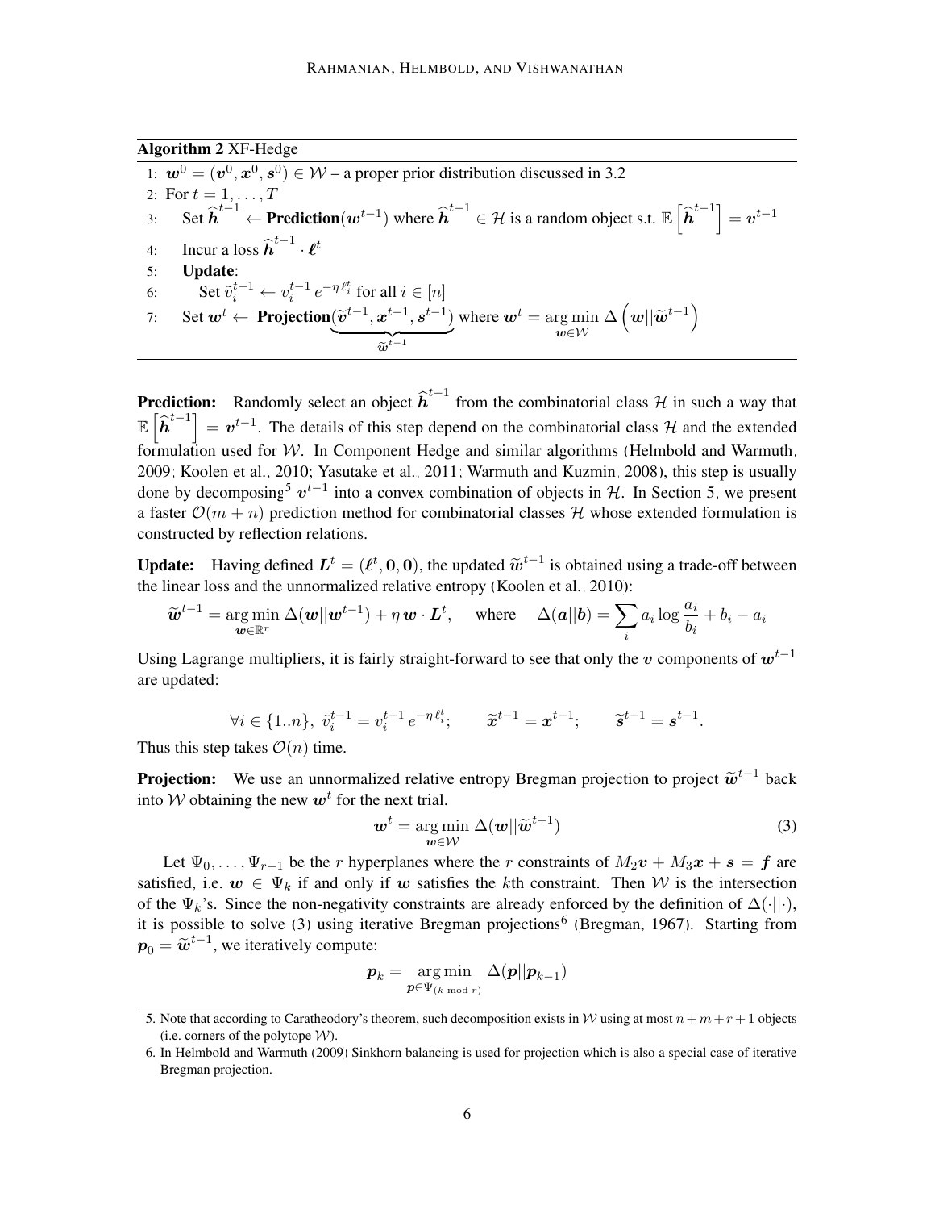**Algorithm 2** XF-Hedge

1: $\boldsymbol{w}^0 = (\boldsymbol{v}^0, \boldsymbol{x}^0, \boldsymbol{s}^0) \in \mathcal{W}$ – a proper prior distribution discussed in 3.2

2: For $t = 1, \ldots, T$

3: Set $\widehat{\boldsymbol{h}}^{t-1} \leftarrow$ **Prediction**$(\boldsymbol{w}^{t-1})$ where $\widehat{\boldsymbol{h}}^{t-1} \in \mathcal{H}$ is a random object s.t. $\mathbb{E}\left[\widehat{\boldsymbol{h}}^{t-1}\right] = \boldsymbol{v}^{t-1}$

4: Incur a loss $\widehat{\boldsymbol{h}}^{t-1} \cdot \boldsymbol{\ell}^t$

5: **Update**:

6: Set $\tilde{v}_i^{t-1} \leftarrow v_i^{t-1} e^{-\eta \ell_i^t}$ for all $i \in [n]$

7: Set $\boldsymbol{w}^t \leftarrow$ **Projection**$\underbrace{(\widetilde{\boldsymbol{v}}^{t-1}, \boldsymbol{x}^{t-1}, \boldsymbol{s}^{t-1})}_{\widetilde{\boldsymbol{w}}^{t-1}}$ where $\boldsymbol{w}^t = \underset{\boldsymbol{w} \in \mathcal{W}}{\arg\min}\, \Delta\left(\boldsymbol{w} || \widetilde{\boldsymbol{w}}^{t-1}\right)$

**Prediction:** Randomly select an object $\widehat{\boldsymbol{h}}^{t-1}$ from the combinatorial class $\mathcal{H}$ in such a way that $\mathbb{E}\left[\widehat{\boldsymbol{h}}^{t-1}\right] = \boldsymbol{v}^{t-1}$. The details of this step depend on the combinatorial class $\mathcal{H}$ and the extended formulation used for $\mathcal{W}$. In Component Hedge and similar algorithms (Helmbold and Warmuth, 2009; Koolen et al., 2010; Yasutake et al., 2011; Warmuth and Kuzmin, 2008), this step is usually done by decomposing[5] $\boldsymbol{v}^{t-1}$ into a convex combination of objects in $\mathcal{H}$. In Section 5, we present a faster $\mathcal{O}(m+n)$ prediction method for combinatorial classes $\mathcal{H}$ whose extended formulation is constructed by reflection relations.

**Update:** Having defined $\boldsymbol{L}^t = (\boldsymbol{\ell}^t, \boldsymbol{0}, \boldsymbol{0})$, the updated $\widetilde{\boldsymbol{w}}^{t-1}$ is obtained using a trade-off between the linear loss and the unnormalized relative entropy (Koolen et al., 2010):

$$\widetilde{\boldsymbol{w}}^{t-1} = \underset{\boldsymbol{w} \in \mathbb{R}^r}{\arg\min}\, \Delta(\boldsymbol{w}||\boldsymbol{w}^{t-1}) + \eta\, \boldsymbol{w} \cdot \boldsymbol{L}^t, \quad \text{where} \quad \Delta(\boldsymbol{a}||\boldsymbol{b}) = \sum_i a_i \log \frac{a_i}{b_i} + b_i - a_i$$

Using Lagrange multipliers, it is fairly straight-forward to see that only the $\boldsymbol{v}$ components of $\boldsymbol{w}^{t-1}$ are updated:

$$\forall i \in \{1..n\},\ \tilde{v}_i^{t-1} = v_i^{t-1} e^{-\eta \ell_i^t}; \qquad \widetilde{\boldsymbol{x}}^{t-1} = \boldsymbol{x}^{t-1}; \qquad \widetilde{\boldsymbol{s}}^{t-1} = \boldsymbol{s}^{t-1}.$$

Thus this step takes $\mathcal{O}(n)$ time.

**Projection:** We use an unnormalized relative entropy Bregman projection to project $\widetilde{\boldsymbol{w}}^{t-1}$ back into $\mathcal{W}$ obtaining the new $\boldsymbol{w}^t$ for the next trial.

$$\boldsymbol{w}^t = \underset{\boldsymbol{w} \in \mathcal{W}}{\arg\min}\, \Delta(\boldsymbol{w}||\widetilde{\boldsymbol{w}}^{t-1}) \tag{3}$$

Let $\Psi_0, \ldots, \Psi_{r-1}$ be the $r$ hyperplanes where the $r$ constraints of $M_2\boldsymbol{v} + M_3\boldsymbol{x} + \boldsymbol{s} = \boldsymbol{f}$ are satisfied, i.e. $\boldsymbol{w} \in \Psi_k$ if and only if $\boldsymbol{w}$ satisfies the $k$th constraint. Then $\mathcal{W}$ is the intersection of the $\Psi_k$'s. Since the non-negativity constraints are already enforced by the definition of $\Delta(\cdot||\cdot)$, it is possible to solve (3) using iterative Bregman projections[6] (Bregman, 1967). Starting from $\boldsymbol{p}_0 = \widetilde{\boldsymbol{w}}^{t-1}$, we iteratively compute:

$$\boldsymbol{p}_k = \underset{\boldsymbol{p} \in \Psi_{(k \bmod r)}}{\arg\min}\, \Delta(\boldsymbol{p}||\boldsymbol{p}_{k-1})$$

5. Note that according to Caratheodory's theorem, such decomposition exists in $\mathcal{W}$ using at most $n+m+r+1$ objects (i.e. corners of the polytope $\mathcal{W}$).

6. In Helmbold and Warmuth (2009) Sinkhorn balancing is used for projection which is also a special case of iterative Bregman projection.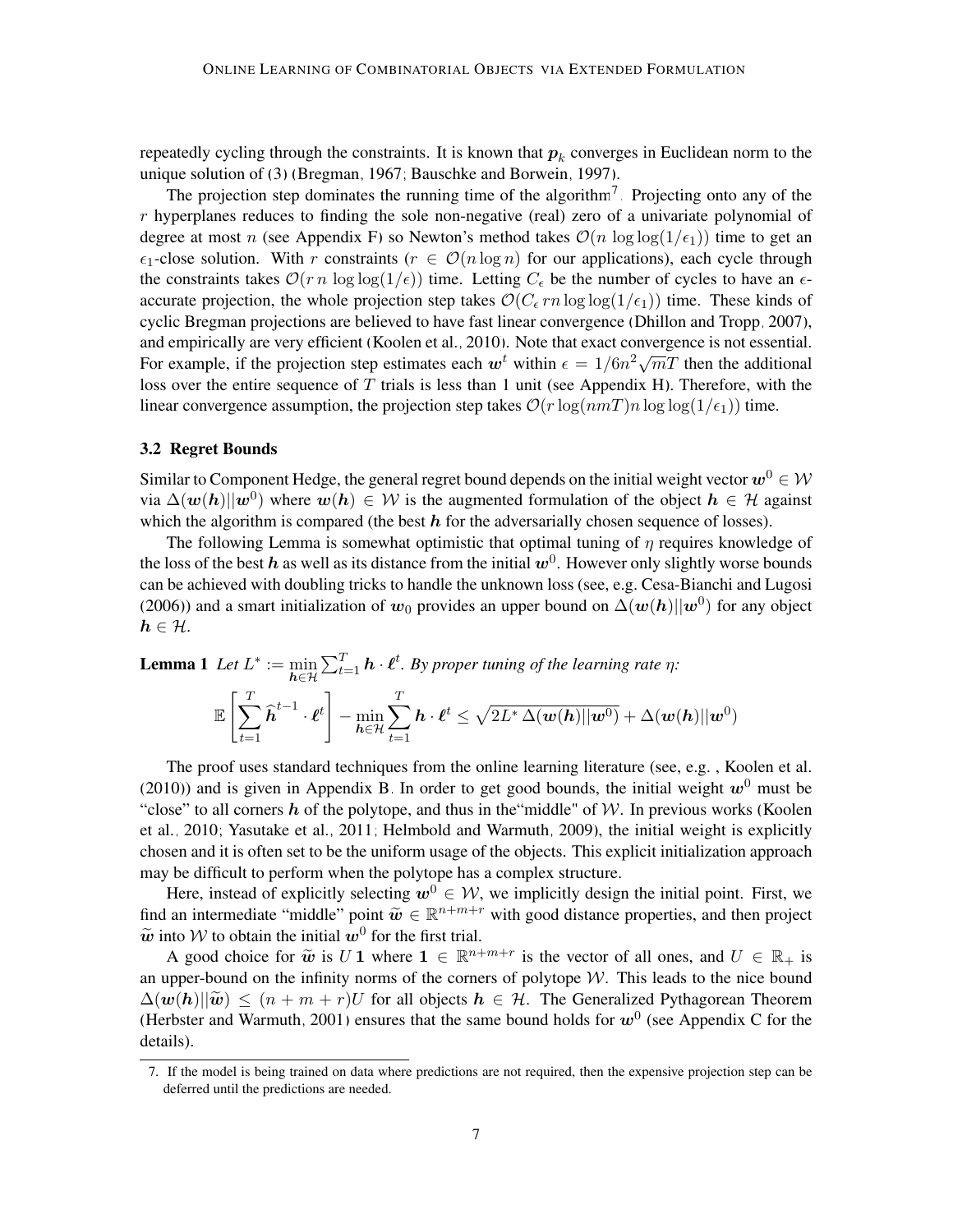repeatedly cycling through the constraints. It is known that $\boldsymbol{p}_k$ converges in Euclidean norm to the unique solution of (3) (Bregman, 1967; Bauschke and Borwein, 1997).

The projection step dominates the running time of the algorithm[7]. Projecting onto any of the $r$ hyperplanes reduces to finding the sole non-negative (real) zero of a univariate polynomial of degree at most $n$ (see Appendix F) so Newton's method takes $\mathcal{O}(n \log\log(1/\epsilon_1))$ time to get an $\epsilon_1$-close solution. With $r$ constraints ($r \in \mathcal{O}(n \log n)$ for our applications), each cycle through the constraints takes $\mathcal{O}(r\, n \log\log(1/\epsilon))$ time. Letting $C_\epsilon$ be the number of cycles to have an $\epsilon$-accurate projection, the whole projection step takes $\mathcal{O}(C_\epsilon\, rn \log\log(1/\epsilon_1))$ time. These kinds of cyclic Bregman projections are believed to have fast linear convergence (Dhillon and Tropp, 2007), and empirically are very efficient (Koolen et al., 2010). Note that exact convergence is not essential. For example, if the projection step estimates each $\boldsymbol{w}^t$ within $\epsilon = 1/6n^2\sqrt{m}T$ then the additional loss over the entire sequence of $T$ trials is less than 1 unit (see Appendix H). Therefore, with the linear convergence assumption, the projection step takes $\mathcal{O}(r \log(nmT) n \log\log(1/\epsilon_1))$ time.

### 3.2 Regret Bounds

Similar to Component Hedge, the general regret bound depends on the initial weight vector $\boldsymbol{w}^0 \in \mathcal{W}$ via $\Delta(\boldsymbol{w}(\boldsymbol{h})||\boldsymbol{w}^0)$ where $\boldsymbol{w}(\boldsymbol{h}) \in \mathcal{W}$ is the augmented formulation of the object $\boldsymbol{h} \in \mathcal{H}$ against which the algorithm is compared (the best $\boldsymbol{h}$ for the adversarially chosen sequence of losses).

The following Lemma is somewhat optimistic that optimal tuning of $\eta$ requires knowledge of the loss of the best $\boldsymbol{h}$ as well as its distance from the initial $\boldsymbol{w}^0$. However only slightly worse bounds can be achieved with doubling tricks to handle the unknown loss (see, e.g. Cesa-Bianchi and Lugosi (2006)) and a smart initialization of $\boldsymbol{w}_0$ provides an upper bound on $\Delta(\boldsymbol{w}(\boldsymbol{h})||\boldsymbol{w}^0)$ for any object $\boldsymbol{h} \in \mathcal{H}$.

**Lemma 1** *Let $L^* := \min_{\boldsymbol{h} \in \mathcal{H}} \sum_{t=1}^T \boldsymbol{h} \cdot \boldsymbol{\ell}^t$. By proper tuning of the learning rate $\eta$:*

$$\mathbb{E}\left[\sum_{t=1}^{T} \widehat{\boldsymbol{h}}^{t-1} \cdot \boldsymbol{\ell}^t\right] - \min_{\boldsymbol{h} \in \mathcal{H}} \sum_{t=1}^{T} \boldsymbol{h} \cdot \boldsymbol{\ell}^t \leq \sqrt{2L^*\, \Delta(\boldsymbol{w}(\boldsymbol{h})||\boldsymbol{w}^0)} + \Delta(\boldsymbol{w}(\boldsymbol{h})||\boldsymbol{w}^0)$$

The proof uses standard techniques from the online learning literature (see, e.g. , Koolen et al. (2010)) and is given in Appendix B. In order to get good bounds, the initial weight $\boldsymbol{w}^0$ must be "close" to all corners $\boldsymbol{h}$ of the polytope, and thus in the"middle" of $\mathcal{W}$. In previous works (Koolen et al., 2010; Yasutake et al., 2011; Helmbold and Warmuth, 2009), the initial weight is explicitly chosen and it is often set to be the uniform usage of the objects. This explicit initialization approach may be difficult to perform when the polytope has a complex structure.

Here, instead of explicitly selecting $\boldsymbol{w}^0 \in \mathcal{W}$, we implicitly design the initial point. First, we find an intermediate "middle" point $\widetilde{\boldsymbol{w}} \in \mathbb{R}^{n+m+r}$ with good distance properties, and then project $\widetilde{\boldsymbol{w}}$ into $\mathcal{W}$ to obtain the initial $\boldsymbol{w}^0$ for the first trial.

A good choice for $\widetilde{\boldsymbol{w}}$ is $U\,\mathbf{1}$ where $\mathbf{1} \in \mathbb{R}^{n+m+r}$ is the vector of all ones, and $U \in \mathbb{R}_+$ is an upper-bound on the infinity norms of the corners of polytope $\mathcal{W}$. This leads to the nice bound $\Delta(\boldsymbol{w}(\boldsymbol{h})||\widetilde{\boldsymbol{w}}) \leq (n + m + r)U$ for all objects $\boldsymbol{h} \in \mathcal{H}$. The Generalized Pythagorean Theorem (Herbster and Warmuth, 2001) ensures that the same bound holds for $\boldsymbol{w}^0$ (see Appendix C for the details).

7. If the model is being trained on data where predictions are not required, then the expensive projection step can be deferred until the predictions are needed.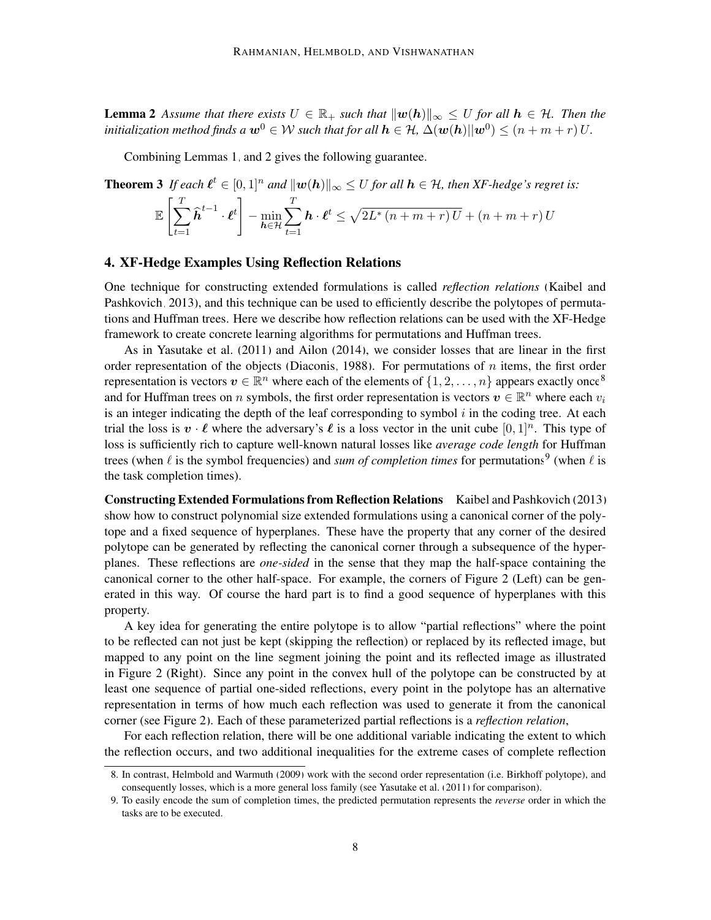**Lemma 2** *Assume that there exists $U \in \mathbb{R}_+$ such that $\|\boldsymbol{w}(\boldsymbol{h})\|_\infty \leq U$ for all $\boldsymbol{h} \in \mathcal{H}$. Then the initialization method finds a $\boldsymbol{w}^0 \in \mathcal{W}$ such that for all $\boldsymbol{h} \in \mathcal{H}$, $\Delta(\boldsymbol{w}(\boldsymbol{h})||\boldsymbol{w}^0) \leq (n+m+r)\,U$.*

Combining Lemmas 1, and 2 gives the following guarantee.

**Theorem 3** *If each $\boldsymbol{\ell}^t \in [0,1]^n$ and $\|\boldsymbol{w}(\boldsymbol{h})\|_\infty \leq U$ for all $\boldsymbol{h} \in \mathcal{H}$, then XF-hedge's regret is:*

$$\mathbb{E}\left[\sum_{t=1}^{T} \widehat{\boldsymbol{h}}^{t-1} \cdot \boldsymbol{\ell}^t\right] - \min_{\boldsymbol{h} \in \mathcal{H}} \sum_{t=1}^{T} \boldsymbol{h} \cdot \boldsymbol{\ell}^t \leq \sqrt{2L^*\,(n+m+r)\,U} + (n+m+r)\,U$$

## 4. XF-Hedge Examples Using Reflection Relations

One technique for constructing extended formulations is called *reflection relations* (Kaibel and Pashkovich, 2013), and this technique can be used to efficiently describe the polytopes of permutations and Huffman trees. Here we describe how reflection relations can be used with the XF-Hedge framework to create concrete learning algorithms for permutations and Huffman trees.

As in Yasutake et al. (2011) and Ailon (2014), we consider losses that are linear in the first order representation of the objects (Diaconis, 1988). For permutations of $n$ items, the first order representation is vectors $\boldsymbol{v} \in \mathbb{R}^n$ where each of the elements of $\{1, 2, \ldots, n\}$ appears exactly once[8] and for Huffman trees on $n$ symbols, the first order representation is vectors $\boldsymbol{v} \in \mathbb{R}^n$ where each $v_i$ is an integer indicating the depth of the leaf corresponding to symbol $i$ in the coding tree. At each trial the loss is $\boldsymbol{v} \cdot \boldsymbol{\ell}$ where the adversary's $\boldsymbol{\ell}$ is a loss vector in the unit cube $[0,1]^n$. This type of loss is sufficiently rich to capture well-known natural losses like *average code length* for Huffman trees (when $\ell$ is the symbol frequencies) and *sum of completion times* for permutations[9] (when $\ell$ is the task completion times).

**Constructing Extended Formulations from Reflection Relations** Kaibel and Pashkovich (2013) show how to construct polynomial size extended formulations using a canonical corner of the polytope and a fixed sequence of hyperplanes. These have the property that any corner of the desired polytope can be generated by reflecting the canonical corner through a subsequence of the hyperplanes. These reflections are *one-sided* in the sense that they map the half-space containing the canonical corner to the other half-space. For example, the corners of Figure 2 (Left) can be generated in this way. Of course the hard part is to find a good sequence of hyperplanes with this property.

A key idea for generating the entire polytope is to allow "partial reflections" where the point to be reflected can not just be kept (skipping the reflection) or replaced by its reflected image, but mapped to any point on the line segment joining the point and its reflected image as illustrated in Figure 2 (Right). Since any point in the convex hull of the polytope can be constructed by at least one sequence of partial one-sided reflections, every point in the polytope has an alternative representation in terms of how much each reflection was used to generate it from the canonical corner (see Figure 2). Each of these parameterized partial reflections is a *reflection relation*,

For each reflection relation, there will be one additional variable indicating the extent to which the reflection occurs, and two additional inequalities for the extreme cases of complete reflection

8. In contrast, Helmbold and Warmuth (2009) work with the second order representation (i.e. Birkhoff polytope), and consequently losses, which is a more general loss family (see Yasutake et al. (2011) for comparison).

9. To easily encode the sum of completion times, the predicted permutation represents the *reverse* order in which the tasks are to be executed.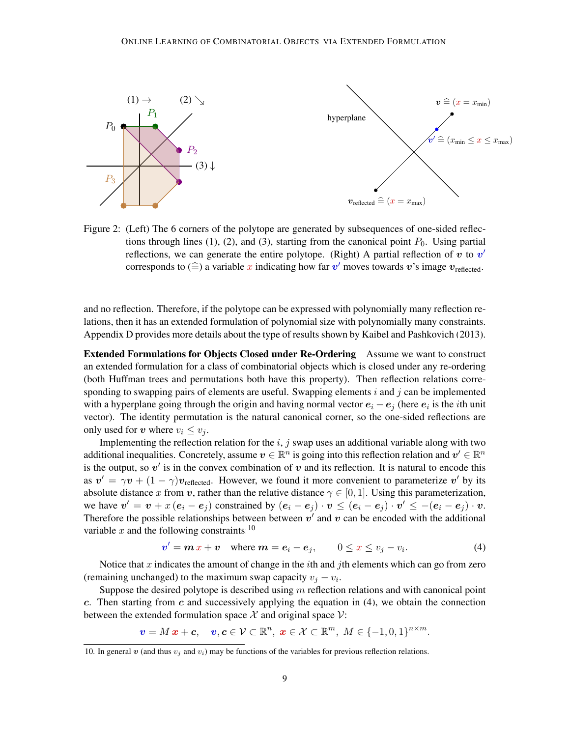Figure 2: (Left) The 6 corners of the polytope are generated by subsequences of one-sided reflections through lines (1), (2), and (3), starting from the canonical point $P_0$. Using partial reflections, we can generate the entire polytope. (Right) A partial reflection of $\boldsymbol{v}$ to $\boldsymbol{v}'$ corresponds to ($\widehat{=}$) a variable $x$ indicating how far $\boldsymbol{v}'$ moves towards $\boldsymbol{v}$'s image $\boldsymbol{v}_{\text{reflected}}$.

and no reflection. Therefore, if the polytope can be expressed with polynomially many reflection relations, then it has an extended formulation of polynomial size with polynomially many constraints. Appendix D provides more details about the type of results shown by Kaibel and Pashkovich (2013).

**Extended Formulations for Objects Closed under Re-Ordering** Assume we want to construct an extended formulation for a class of combinatorial objects which is closed under any re-ordering (both Huffman trees and permutations both have this property). Then reflection relations corresponding to swapping pairs of elements are useful. Swapping elements $i$ and $j$ can be implemented with a hyperplane going through the origin and having normal vector $\boldsymbol{e}_i - \boldsymbol{e}_j$ (here $\boldsymbol{e}_i$ is the $i$th unit vector). The identity permutation is the natural canonical corner, so the one-sided reflections are only used for $\boldsymbol{v}$ where $v_i \leq v_j$.

Implementing the reflection relation for the $i, j$ swap uses an additional variable along with two additional inequalities. Concretely, assume $\boldsymbol{v} \in \mathbb{R}^n$ is going into this reflection relation and $\boldsymbol{v}' \in \mathbb{R}^n$ is the output, so $\boldsymbol{v}'$ is in the convex combination of $\boldsymbol{v}$ and its reflection. It is natural to encode this as $\boldsymbol{v}' = \gamma \boldsymbol{v} + (1-\gamma)\boldsymbol{v}_{\text{reflected}}$. However, we found it more convenient to parameterize $\boldsymbol{v}'$ by its absolute distance $x$ from $\boldsymbol{v}$, rather than the relative distance $\gamma \in [0,1]$. Using this parameterization, we have $\boldsymbol{v}' = \boldsymbol{v} + x\,(\boldsymbol{e}_i - \boldsymbol{e}_j)$ constrained by $(\boldsymbol{e}_i - \boldsymbol{e}_j) \cdot \boldsymbol{v} \leq (\boldsymbol{e}_i - \boldsymbol{e}_j) \cdot \boldsymbol{v}' \leq -(\boldsymbol{e}_i - \boldsymbol{e}_j) \cdot \boldsymbol{v}$. Therefore the possible relationships between between $\boldsymbol{v}'$ and $\boldsymbol{v}$ can be encoded with the additional variable $x$ and the following constraints:[10]

$$\boldsymbol{v}' = \boldsymbol{m}\, x + \boldsymbol{v} \quad \text{where } \boldsymbol{m} = \boldsymbol{e}_i - \boldsymbol{e}_j, \qquad 0 \leq x \leq v_j - v_i. \tag{4}$$

Notice that $x$ indicates the amount of change in the $i$th and $j$th elements which can go from zero (remaining unchanged) to the maximum swap capacity $v_j - v_i$.

Suppose the desired polytope is described using $m$ reflection relations and with canonical point $\boldsymbol{c}$. Then starting from $\boldsymbol{c}$ and successively applying the equation in (4), we obtain the connection between the extended formulation space $\mathcal{X}$ and original space $\mathcal{V}$:

$$\boldsymbol{v} = M\,\boldsymbol{x} + \boldsymbol{c}, \quad \boldsymbol{v}, \boldsymbol{c} \in \mathcal{V} \subset \mathbb{R}^n,\ \boldsymbol{x} \in \mathcal{X} \subset \mathbb{R}^m,\ M \in \{-1, 0, 1\}^{n \times m}.$$

10. In general $\boldsymbol{v}$ (and thus $v_j$ and $v_i$) may be functions of the variables for previous reflection relations.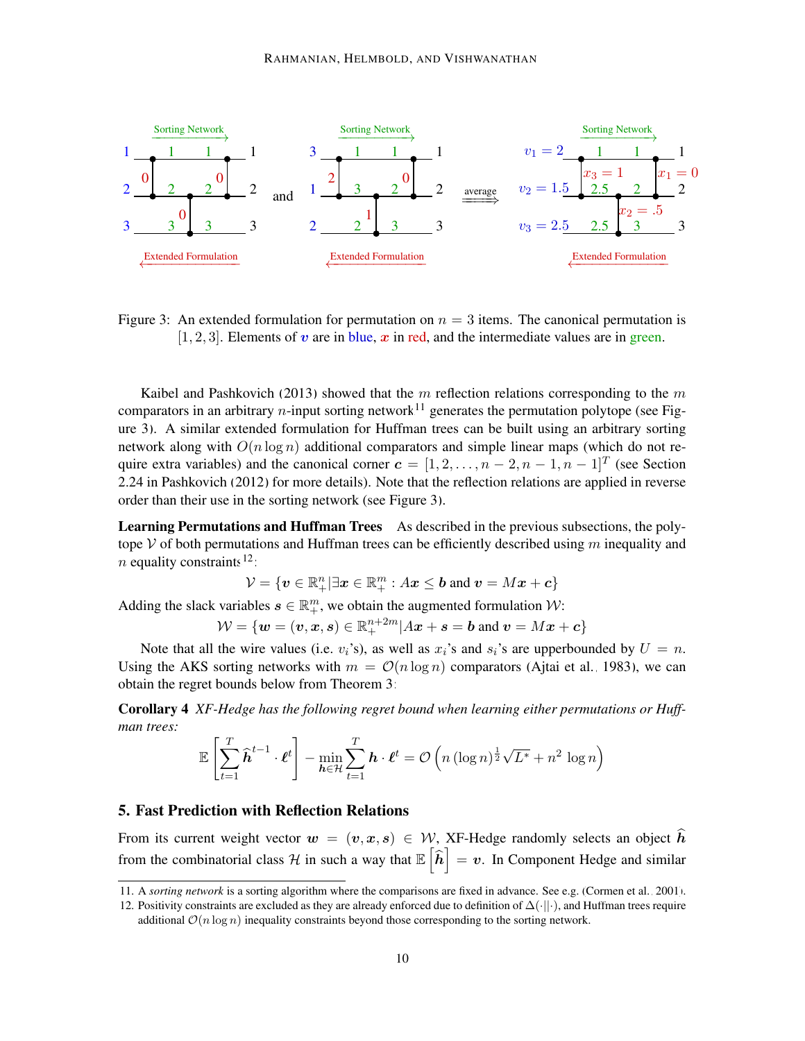Figure 3: An extended formulation for permutation on $n = 3$ items. The canonical permutation is $[1, 2, 3]$. Elements of $\boldsymbol{v}$ are in blue, $\boldsymbol{x}$ in red, and the intermediate values are in green.

Kaibel and Pashkovich (2013) showed that the $m$ reflection relations corresponding to the $m$ comparators in an arbitrary $n$-input sorting network[11] generates the permutation polytope (see Figure 3). A similar extended formulation for Huffman trees can be built using an arbitrary sorting network along with $O(n \log n)$ additional comparators and simple linear maps (which do not require extra variables) and the canonical corner $\boldsymbol{c} = [1, 2, \ldots, n-2, n-1, n-1]^T$ (see Section 2.24 in Pashkovich (2012) for more details). Note that the reflection relations are applied in reverse order than their use in the sorting network (see Figure 3).

**Learning Permutations and Huffman Trees** As described in the previous subsections, the polytope $\mathcal{V}$ of both permutations and Huffman trees can be efficiently described using $m$ inequality and $n$ equality constraints[12]:

$$\mathcal{V} = \{\boldsymbol{v} \in \mathbb{R}^n_+ | \exists \boldsymbol{x} \in \mathbb{R}^m_+ : A\boldsymbol{x} \leq \boldsymbol{b} \text{ and } \boldsymbol{v} = M\boldsymbol{x} + \boldsymbol{c}\}$$

Adding the slack variables $\boldsymbol{s} \in \mathbb{R}^m_+$, we obtain the augmented formulation $\mathcal{W}$:

$$\mathcal{W} = \{\boldsymbol{w} = (\boldsymbol{v}, \boldsymbol{x}, \boldsymbol{s}) \in \mathbb{R}^{n+2m}_+ | A\boldsymbol{x} + \boldsymbol{s} = \boldsymbol{b} \text{ and } \boldsymbol{v} = M\boldsymbol{x} + \boldsymbol{c}\}$$

Note that all the wire values (i.e. $v_i$'s), as well as $x_i$'s and $s_i$'s are upperbounded by $U = n$. Using the AKS sorting networks with $m = \mathcal{O}(n \log n)$ comparators (Ajtai et al., 1983), we can obtain the regret bounds below from Theorem 3:

**Corollary 4** *XF-Hedge has the following regret bound when learning either permutations or Huffman trees:*

$$\mathbb{E}\left[\sum_{t=1}^{T} \widehat{\boldsymbol{h}}^{t-1} \cdot \boldsymbol{\ell}^t\right] - \min_{\boldsymbol{h} \in \mathcal{H}} \sum_{t=1}^{T} \boldsymbol{h} \cdot \boldsymbol{\ell}^t = \mathcal{O}\left(n \,(\log n)^{\frac{1}{2}} \sqrt{L^*} + n^2 \,\log n\right)$$

## 5. Fast Prediction with Reflection Relations

From its current weight vector $\boldsymbol{w} = (\boldsymbol{v}, \boldsymbol{x}, \boldsymbol{s}) \in \mathcal{W}$, XF-Hedge randomly selects an object $\widehat{\boldsymbol{h}}$ from the combinatorial class $\mathcal{H}$ in such a way that $\mathbb{E}\left[\widehat{\boldsymbol{h}}\right] = \boldsymbol{v}$. In Component Hedge and similar

11. A *sorting network* is a sorting algorithm where the comparisons are fixed in advance. See e.g. (Cormen et al., 2001).

12. Positivity constraints are excluded as they are already enforced due to definition of $\Delta(\cdot||\cdot)$, and Huffman trees require additional $\mathcal{O}(n \log n)$ inequality constraints beyond those corresponding to the sorting network.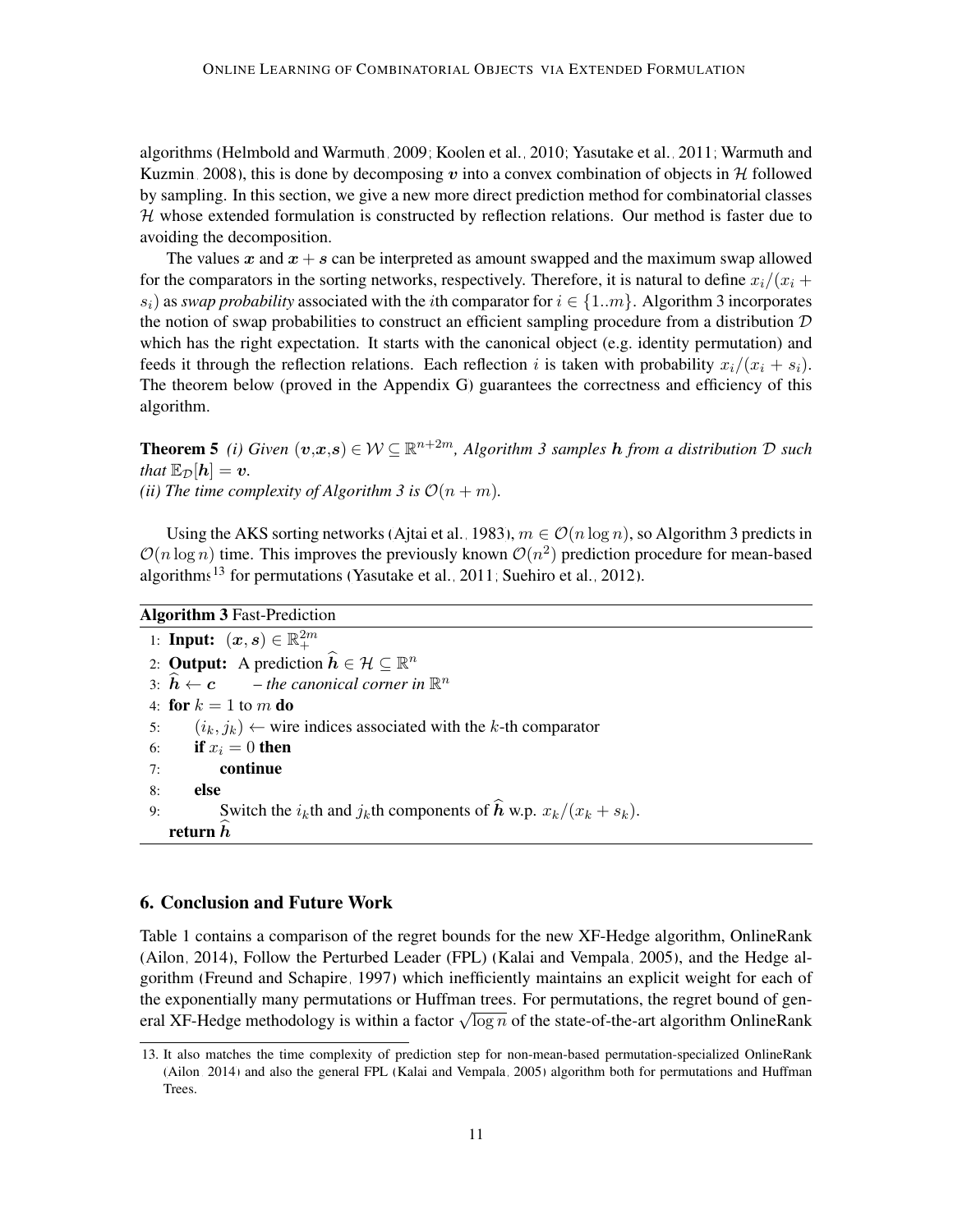algorithms (Helmbold and Warmuth, 2009; Koolen et al., 2010; Yasutake et al., 2011; Warmuth and Kuzmin, 2008), this is done by decomposing $\boldsymbol{v}$ into a convex combination of objects in $\mathcal{H}$ followed by sampling. In this section, we give a new more direct prediction method for combinatorial classes $\mathcal{H}$ whose extended formulation is constructed by reflection relations. Our method is faster due to avoiding the decomposition.

The values $\boldsymbol{x}$ and $\boldsymbol{x}+\boldsymbol{s}$ can be interpreted as amount swapped and the maximum swap allowed for the comparators in the sorting networks, respectively. Therefore, it is natural to define $x_i/(x_i+s_i)$ as *swap probability* associated with the $i$th comparator for $i \in \{1..m\}$. Algorithm 3 incorporates the notion of swap probabilities to construct an efficient sampling procedure from a distribution $\mathcal{D}$ which has the right expectation. It starts with the canonical object (e.g. identity permutation) and feeds it through the reflection relations. Each reflection $i$ is taken with probability $x_i/(x_i+s_i)$. The theorem below (proved in the Appendix G) guarantees the correctness and efficiency of this algorithm.

**Theorem 5** *(i) Given $(\boldsymbol{v},\boldsymbol{x},\boldsymbol{s}) \in \mathcal{W} \subseteq \mathbb{R}^{n+2m}$, Algorithm 3 samples $\boldsymbol{h}$ from a distribution $\mathcal{D}$ such that $\mathbb{E}_{\mathcal{D}}[\boldsymbol{h}] = \boldsymbol{v}$.*
*(ii) The time complexity of Algorithm 3 is $\mathcal{O}(n+m)$.*

Using the AKS sorting networks (Ajtai et al., 1983), $m \in \mathcal{O}(n \log n)$, so Algorithm 3 predicts in $\mathcal{O}(n \log n)$ time. This improves the previously known $\mathcal{O}(n^2)$ prediction procedure for mean-based algorithms[13] for permutations (Yasutake et al., 2011; Suehiro et al., 2012).

**Algorithm 3** Fast-Prediction

```
1: Input: (x, s) ∈ R_+^{2m}
2: Output: A prediction ĥ ∈ H ⊆ R^n
3: ĥ ← c      – the canonical corner in R^n
4: for k = 1 to m do
5:     (i_k, j_k) ← wire indices associated with the k-th comparator
6:     if x_i = 0 then
7:         continue
8:     else
9:         Switch the i_k th and j_k th components of ĥ w.p. x_k/(x_k + s_k).
   return ĥ
```

## 6. Conclusion and Future Work

Table 1 contains a comparison of the regret bounds for the new XF-Hedge algorithm, OnlineRank (Ailon, 2014), Follow the Perturbed Leader (FPL) (Kalai and Vempala, 2005), and the Hedge algorithm (Freund and Schapire, 1997) which inefficiently maintains an explicit weight for each of the exponentially many permutations or Huffman trees. For permutations, the regret bound of general XF-Hedge methodology is within a factor $\sqrt{\log n}$ of the state-of-the-art algorithm OnlineRank

13. It also matches the time complexity of prediction step for non-mean-based permutation-specialized OnlineRank (Ailon, 2014) and also the general FPL (Kalai and Vempala, 2005) algorithm both for permutations and Huffman Trees.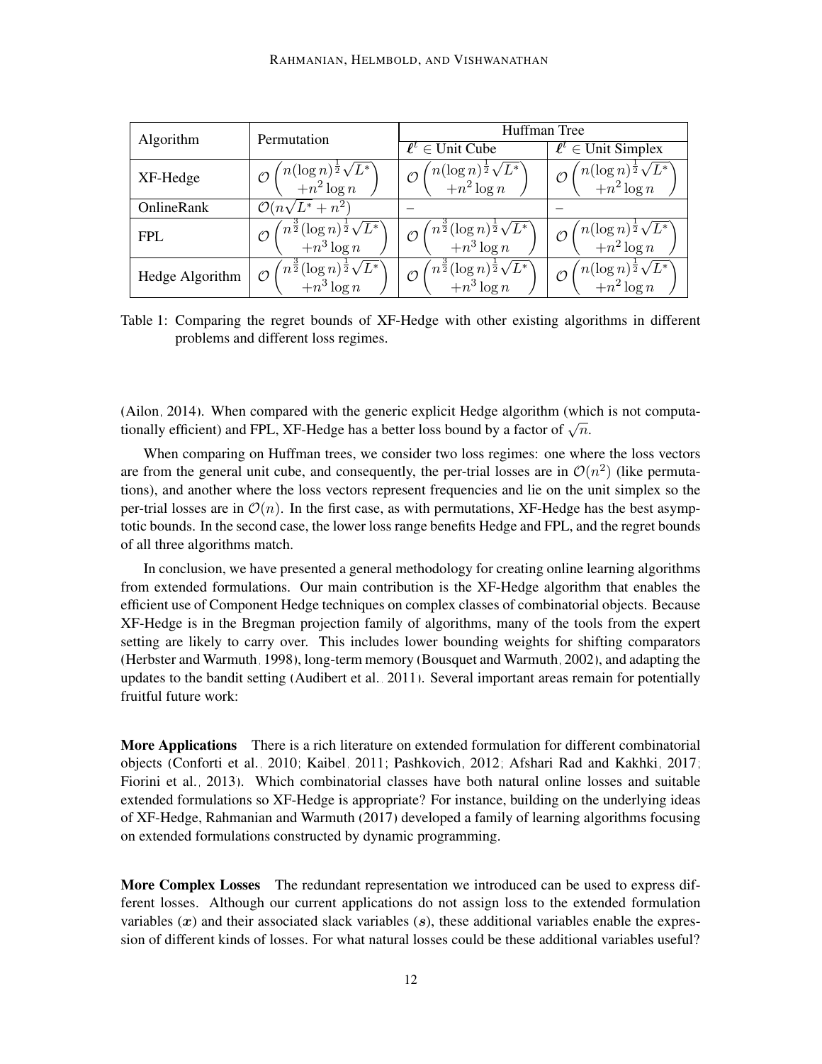| Algorithm | Permutation | Huffman Tree | |
|---|---|---|---|
| | | $\boldsymbol{\ell}^t \in$ Unit Cube | $\boldsymbol{\ell}^t \in$ Unit Simplex |
| XF-Hedge | $\mathcal{O}\left(\begin{matrix} n(\log n)^{\frac{1}{2}}\sqrt{L^*} \\ +n^2 \log n \end{matrix}\right)$ | $\mathcal{O}\left(\begin{matrix} n(\log n)^{\frac{1}{2}}\sqrt{L^*} \\ +n^2 \log n \end{matrix}\right)$ | $\mathcal{O}\left(\begin{matrix} n(\log n)^{\frac{1}{2}}\sqrt{L^*} \\ +n^2 \log n \end{matrix}\right)$ |
| OnlineRank | $\mathcal{O}(n\sqrt{L^*} + n^2)$ | – | – |
| FPL | $\mathcal{O}\left(\begin{matrix} n^{\frac{3}{2}}(\log n)^{\frac{1}{2}}\sqrt{L^*} \\ +n^3 \log n \end{matrix}\right)$ | $\mathcal{O}\left(\begin{matrix} n^{\frac{3}{2}}(\log n)^{\frac{1}{2}}\sqrt{L^*} \\ +n^3 \log n \end{matrix}\right)$ | $\mathcal{O}\left(\begin{matrix} n(\log n)^{\frac{1}{2}}\sqrt{L^*} \\ +n^2 \log n \end{matrix}\right)$ |
| Hedge Algorithm | $\mathcal{O}\left(\begin{matrix} n^{\frac{3}{2}}(\log n)^{\frac{1}{2}}\sqrt{L^*} \\ +n^3 \log n \end{matrix}\right)$ | $\mathcal{O}\left(\begin{matrix} n^{\frac{3}{2}}(\log n)^{\frac{1}{2}}\sqrt{L^*} \\ +n^3 \log n \end{matrix}\right)$ | $\mathcal{O}\left(\begin{matrix} n(\log n)^{\frac{1}{2}}\sqrt{L^*} \\ +n^2 \log n \end{matrix}\right)$ |

Table 1: Comparing the regret bounds of XF-Hedge with other existing algorithms in different problems and different loss regimes.

(Ailon, 2014). When compared with the generic explicit Hedge algorithm (which is not computationally efficient) and FPL, XF-Hedge has a better loss bound by a factor of $\sqrt{n}$.

When comparing Huffman trees, we consider two loss regimes: one where the loss vectors are from the general unit cube, and consequently, the per-trial losses are in $\mathcal{O}(n^2)$ (like permutations), and another where the loss vectors represent frequencies and lie on the unit simplex so the per-trial losses are in $\mathcal{O}(n)$. In the first case, as with permutations, XF-Hedge has the best asymptotic bounds. In the second case, the lower loss range benefits Hedge and FPL, and the regret bounds of all three algorithms match.

In conclusion, we have presented a general methodology for creating online learning algorithms from extended formulations. Our main contribution is the XF-Hedge algorithm that enables the efficient use of Component Hedge techniques on complex classes of combinatorial objects. Because XF-Hedge is in the Bregman projection family of algorithms, many of the tools from the expert setting are likely to carry over. This includes lower bounding weights for shifting comparators (Herbster and Warmuth, 1998), long-term memory (Bousquet and Warmuth, 2002), and adapting the updates to the bandit setting (Audibert et al., 2011). Several important areas remain for potentially fruitful future work:

**More Applications** There is a rich literature on extended formulation for different combinatorial objects (Conforti et al., 2010; Kaibel, 2011; Pashkovich, 2012; Afshari Rad and Kakhki, 2017; Fiorini et al., 2013). Which combinatorial classes have both natural online losses and suitable extended formulations so XF-Hedge is appropriate? For instance, building on the underlying ideas of XF-Hedge, Rahmanian and Warmuth (2017) developed a family of learning algorithms focusing on extended formulations constructed by dynamic programming.

**More Complex Losses** The redundant representation we introduced can be used to express different losses. Although our current applications do not assign loss to the extended formulation variables ($\boldsymbol{x}$) and their associated slack variables ($\boldsymbol{s}$), these additional variables enable the expression of different kinds of losses. For what natural losses could be these additional variables useful?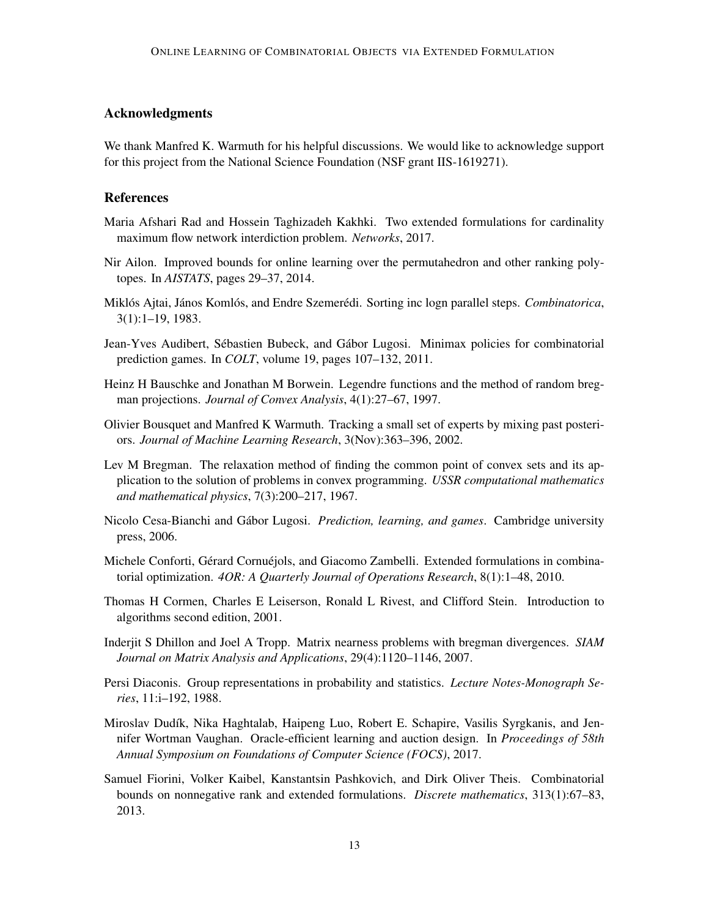## Acknowledgments

We thank Manfred K. Warmuth for his helpful discussions. We would like to acknowledge support for this project from the National Science Foundation (NSF grant IIS-1619271).

## References

Maria Afshari Rad and Hossein Taghizadeh Kakhki. Two extended formulations for cardinality maximum flow network interdiction problem. *Networks*, 2017.

Nir Ailon. Improved bounds for online learning over the permutahedron and other ranking polytopes. In *AISTATS*, pages 29–37, 2014.

Miklós Ajtai, János Komlós, and Endre Szemerédi. Sorting inc logn parallel steps. *Combinatorica*, 3(1):1–19, 1983.

Jean-Yves Audibert, Sébastien Bubeck, and Gábor Lugosi. Minimax policies for combinatorial prediction games. In *COLT*, volume 19, pages 107–132, 2011.

Heinz H Bauschke and Jonathan M Borwein. Legendre functions and the method of random bregman projections. *Journal of Convex Analysis*, 4(1):27–67, 1997.

Olivier Bousquet and Manfred K Warmuth. Tracking a small set of experts by mixing past posteriors. *Journal of Machine Learning Research*, 3(Nov):363–396, 2002.

Lev M Bregman. The relaxation method of finding the common point of convex sets and its application to the solution of problems in convex programming. *USSR computational mathematics and mathematical physics*, 7(3):200–217, 1967.

Nicolo Cesa-Bianchi and Gábor Lugosi. *Prediction, learning, and games*. Cambridge university press, 2006.

Michele Conforti, Gérard Cornuéjols, and Giacomo Zambelli. Extended formulations in combinatorial optimization. *4OR: A Quarterly Journal of Operations Research*, 8(1):1–48, 2010.

Thomas H Cormen, Charles E Leiserson, Ronald L Rivest, and Clifford Stein. Introduction to algorithms second edition, 2001.

Inderjit S Dhillon and Joel A Tropp. Matrix nearness problems with bregman divergences. *SIAM Journal on Matrix Analysis and Applications*, 29(4):1120–1146, 2007.

Persi Diaconis. Group representations in probability and statistics. *Lecture Notes-Monograph Series*, 11:i–192, 1988.

Miroslav Dudík, Nika Haghtalab, Haipeng Luo, Robert E. Schapire, Vasilis Syrgkanis, and Jennifer Wortman Vaughan. Oracle-efficient learning and auction design. In *Proceedings of 58th Annual Symposium on Foundations of Computer Science (FOCS)*, 2017.

Samuel Fiorini, Volker Kaibel, Kanstantsin Pashkovich, and Dirk Oliver Theis. Combinatorial bounds on nonnegative rank and extended formulations. *Discrete mathematics*, 313(1):67–83, 2013.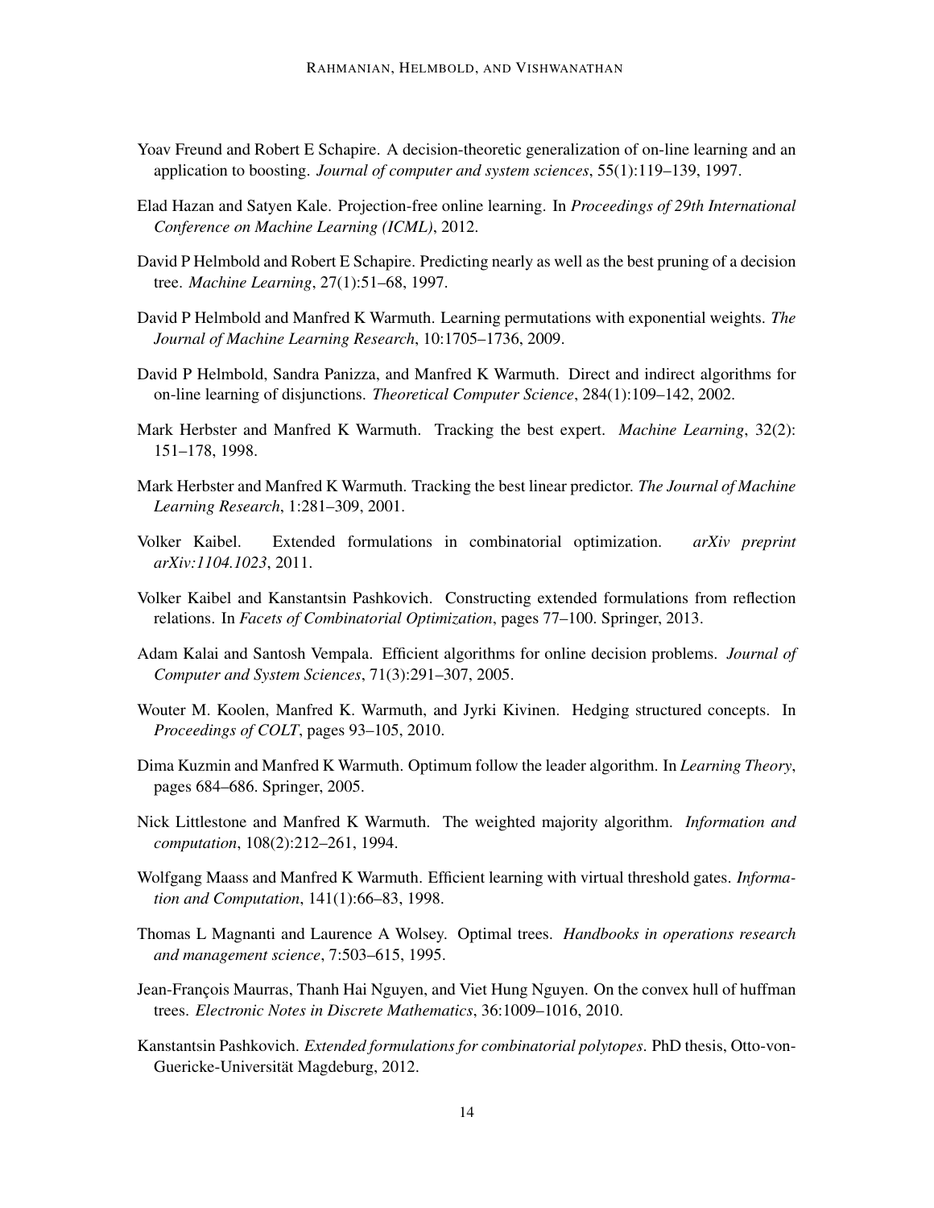Yoav Freund and Robert E Schapire. A decision-theoretic generalization of on-line learning and an application to boosting. *Journal of computer and system sciences*, 55(1):119–139, 1997.

Elad Hazan and Satyen Kale. Projection-free online learning. In *Proceedings of 29th International Conference on Machine Learning (ICML)*, 2012.

David P Helmbold and Robert E Schapire. Predicting nearly as well as the best pruning of a decision tree. *Machine Learning*, 27(1):51–68, 1997.

David P Helmbold and Manfred K Warmuth. Learning permutations with exponential weights. *The Journal of Machine Learning Research*, 10:1705–1736, 2009.

David P Helmbold, Sandra Panizza, and Manfred K Warmuth. Direct and indirect algorithms for on-line learning of disjunctions. *Theoretical Computer Science*, 284(1):109–142, 2002.

Mark Herbster and Manfred K Warmuth. Tracking the best expert. *Machine Learning*, 32(2): 151–178, 1998.

Mark Herbster and Manfred K Warmuth. Tracking the best linear predictor. *The Journal of Machine Learning Research*, 1:281–309, 2001.

Volker Kaibel. Extended formulations in combinatorial optimization. *arXiv preprint arXiv:1104.1023*, 2011.

Volker Kaibel and Kanstantsin Pashkovich. Constructing extended formulations from reflection relations. In *Facets of Combinatorial Optimization*, pages 77–100. Springer, 2013.

Adam Kalai and Santosh Vempala. Efficient algorithms for online decision problems. *Journal of Computer and System Sciences*, 71(3):291–307, 2005.

Wouter M. Koolen, Manfred K. Warmuth, and Jyrki Kivinen. Hedging structured concepts. In *Proceedings of COLT*, pages 93–105, 2010.

Dima Kuzmin and Manfred K Warmuth. Optimum follow the leader algorithm. In *Learning Theory*, pages 684–686. Springer, 2005.

Nick Littlestone and Manfred K Warmuth. The weighted majority algorithm. *Information and computation*, 108(2):212–261, 1994.

Wolfgang Maass and Manfred K Warmuth. Efficient learning with virtual threshold gates. *Information and Computation*, 141(1):66–83, 1998.

Thomas L Magnanti and Laurence A Wolsey. Optimal trees. *Handbooks in operations research and management science*, 7:503–615, 1995.

Jean-François Maurras, Thanh Hai Nguyen, and Viet Hung Nguyen. On the convex hull of huffman trees. *Electronic Notes in Discrete Mathematics*, 36:1009–1016, 2010.

Kanstantsin Pashkovich. *Extended formulations for combinatorial polytopes*. PhD thesis, Otto-von-Guericke-Universität Magdeburg, 2012.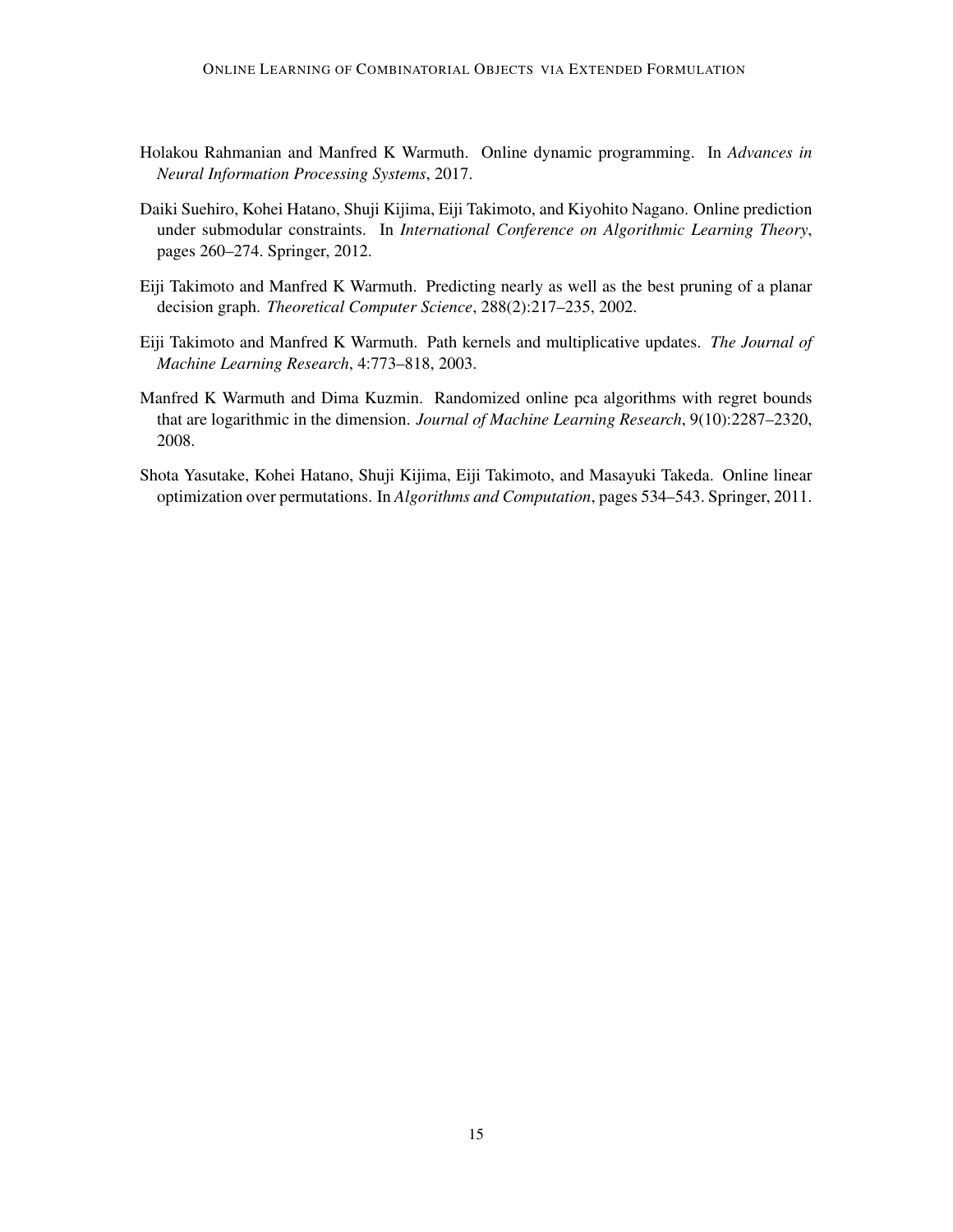Holakou Rahmanian and Manfred K Warmuth. Online dynamic programming. In *Advances in Neural Information Processing Systems*, 2017.

Daiki Suehiro, Kohei Hatano, Shuji Kijima, Eiji Takimoto, and Kiyohito Nagano. Online prediction under submodular constraints. In *International Conference on Algorithmic Learning Theory*, pages 260–274. Springer, 2012.

Eiji Takimoto and Manfred K Warmuth. Predicting nearly as well as the best pruning of a planar decision graph. *Theoretical Computer Science*, 288(2):217–235, 2002.

Eiji Takimoto and Manfred K Warmuth. Path kernels and multiplicative updates. *The Journal of Machine Learning Research*, 4:773–818, 2003.

Manfred K Warmuth and Dima Kuzmin. Randomized online pca algorithms with regret bounds that are logarithmic in the dimension. *Journal of Machine Learning Research*, 9(10):2287–2320, 2008.

Shota Yasutake, Kohei Hatano, Shuji Kijima, Eiji Takimoto, and Masayuki Takeda. Online linear optimization over permutations. In *Algorithms and Computation*, pages 534–543. Springer, 2011.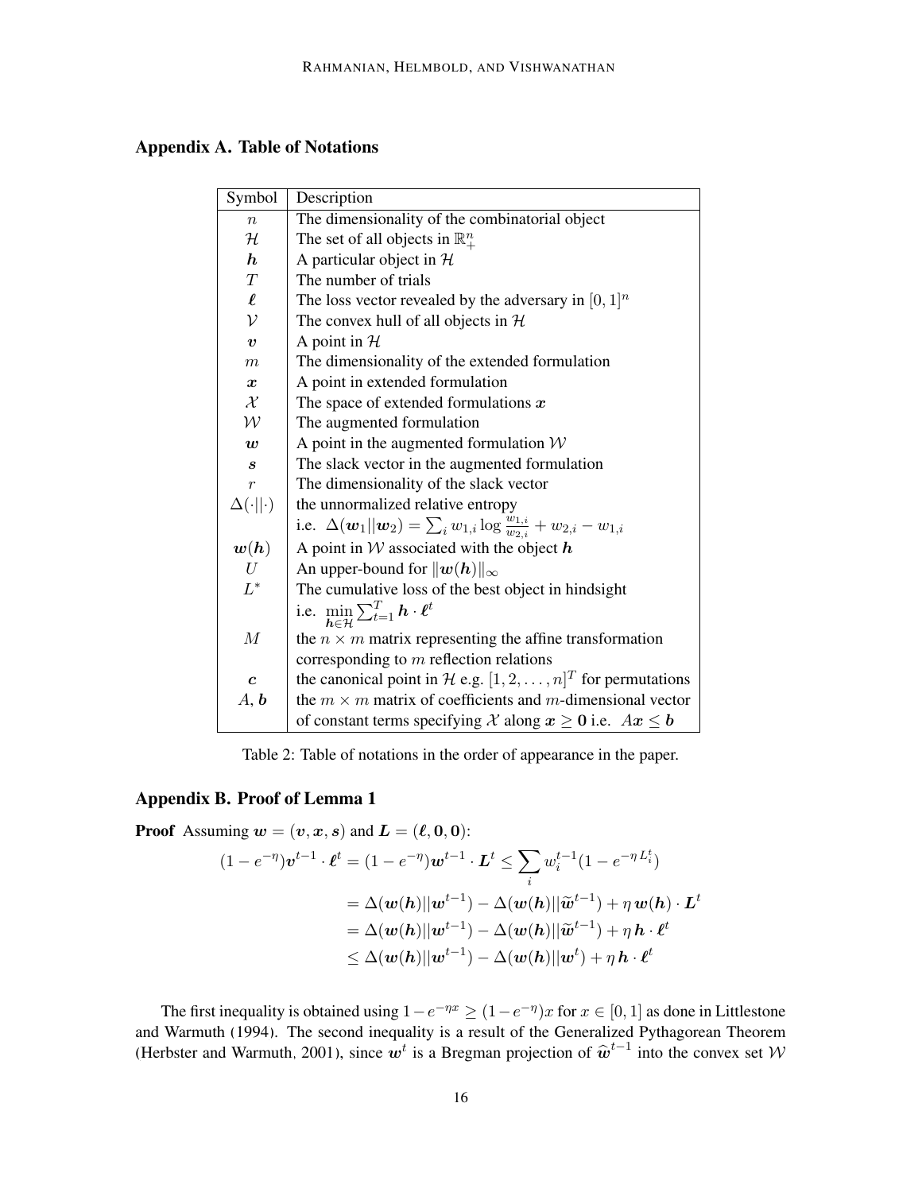## Appendix A. Table of Notations

| Symbol | Description |
|---|---|
| $n$ | The dimensionality of the combinatorial object |
| $\mathcal{H}$ | The set of all objects in $\mathbb{R}^n_+$ |
| $\boldsymbol{h}$ | A particular object in $\mathcal{H}$ |
| $T$ | The number of trials |
| $\boldsymbol{\ell}$ | The loss vector revealed by the adversary in $[0,1]^n$ |
| $\mathcal{V}$ | The convex hull of all objects in $\mathcal{H}$ |
| $\boldsymbol{v}$ | A point in $\mathcal{H}$ |
| $m$ | The dimensionality of the extended formulation |
| $\boldsymbol{x}$ | A point in extended formulation |
| $\mathcal{X}$ | The space of extended formulations $\boldsymbol{x}$ |
| $\mathcal{W}$ | The augmented formulation |
| $\boldsymbol{w}$ | A point in the augmented formulation $\mathcal{W}$ |
| $\boldsymbol{s}$ | The slack vector in the augmented formulation |
| $r$ | The dimensionality of the slack vector |
| $\Delta(\cdot\|\|\cdot)$ | the unnormalized relative entropy i.e. $\Delta(\boldsymbol{w}_1\|\|\boldsymbol{w}_2) = \sum_i w_{1,i} \log \frac{w_{1,i}}{w_{2,i}} + w_{2,i} - w_{1,i}$ |
| $\boldsymbol{w}(\boldsymbol{h})$ | A point in $\mathcal{W}$ associated with the object $\boldsymbol{h}$ |
| $U$ | An upper-bound for $\\|\boldsymbol{w}(\boldsymbol{h})\\|_\infty$ |
| $L^*$ | The cumulative loss of the best object in hindsight i.e. $\min_{\boldsymbol{h}\in\mathcal{H}} \sum_{t=1}^T \boldsymbol{h} \cdot \boldsymbol{\ell}^t$ |
| $M$ | the $n \times m$ matrix representing the affine transformation corresponding to $m$ reflection relations |
| $\boldsymbol{c}$ | the canonical point in $\mathcal{H}$ e.g. $[1, 2, \ldots, n]^T$ for permutations |
| $A$, $\boldsymbol{b}$ | the $m \times m$ matrix of coefficients and $m$-dimensional vector of constant terms specifying $\mathcal{X}$ along $\boldsymbol{x} \geq \boldsymbol{0}$ i.e. $A\boldsymbol{x} \leq \boldsymbol{b}$ |

Table 2: Table of notations in the order of appearance in the paper.

## Appendix B. Proof of Lemma 1

**Proof** Assuming $\boldsymbol{w} = (\boldsymbol{v}, \boldsymbol{x}, \boldsymbol{s})$ and $\boldsymbol{L} = (\boldsymbol{\ell}, \boldsymbol{0}, \boldsymbol{0})$:

$$
\begin{aligned}
(1 - e^{-\eta})\boldsymbol{v}^{t-1} \cdot \boldsymbol{\ell}^t = (1 - e^{-\eta})\boldsymbol{w}^{t-1} \cdot \boldsymbol{L}^t &\leq \sum_i w_i^{t-1}(1 - e^{-\eta L_i^t}) \\
&= \Delta(\boldsymbol{w}(\boldsymbol{h})||\boldsymbol{w}^{t-1}) - \Delta(\boldsymbol{w}(\boldsymbol{h})||\widetilde{\boldsymbol{w}}^{t-1}) + \eta\, \boldsymbol{w}(\boldsymbol{h}) \cdot \boldsymbol{L}^t \\
&= \Delta(\boldsymbol{w}(\boldsymbol{h})||\boldsymbol{w}^{t-1}) - \Delta(\boldsymbol{w}(\boldsymbol{h})||\widetilde{\boldsymbol{w}}^{t-1}) + \eta\, \boldsymbol{h} \cdot \boldsymbol{\ell}^t \\
&\leq \Delta(\boldsymbol{w}(\boldsymbol{h})||\boldsymbol{w}^{t-1}) - \Delta(\boldsymbol{w}(\boldsymbol{h})||\boldsymbol{w}^{t}) + \eta\, \boldsymbol{h} \cdot \boldsymbol{\ell}^t
\end{aligned}
$$

The first inequality is obtained using $1 - e^{-\eta x} \geq (1 - e^{-\eta})x$ for $x \in [0, 1]$ as done in Littlestone and Warmuth (1994). The second inequality is a result of the Generalized Pythagorean Theorem (Herbster and Warmuth, 2001), since $\boldsymbol{w}^t$ is a Bregman projection of $\widehat{\boldsymbol{w}}^{t-1}$ into the convex set $\mathcal{W}$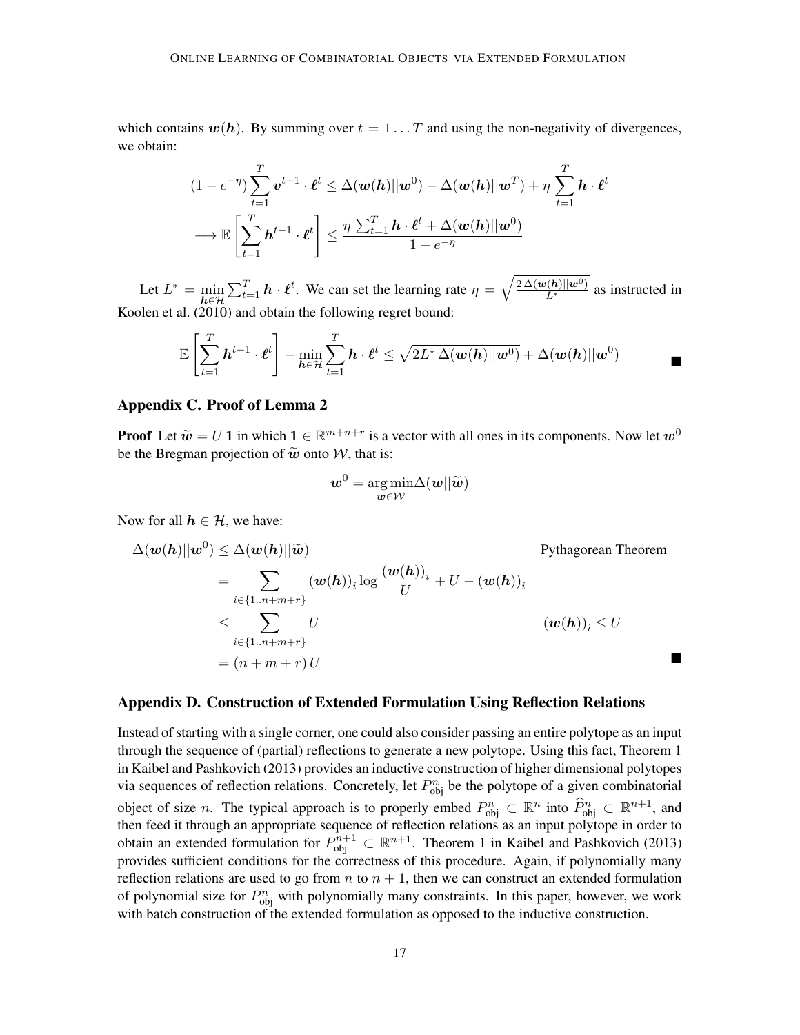which contains $\boldsymbol{w}(\boldsymbol{h})$. By summing over $t = 1 \dots T$ and using the non-negativity of divergences, we obtain:

$$
\begin{aligned}
(1 - e^{-\eta}) \sum_{t=1}^{T} \boldsymbol{v}^{t-1} \cdot \boldsymbol{\ell}^{t} &\leq \Delta(\boldsymbol{w}(\boldsymbol{h}) || \boldsymbol{w}^0) - \Delta(\boldsymbol{w}(\boldsymbol{h}) || \boldsymbol{w}^T) + \eta \sum_{t=1}^{T} \boldsymbol{h} \cdot \boldsymbol{\ell}^{t} \\
\longrightarrow \mathbb{E}\left[\sum_{t=1}^{T} \boldsymbol{h}^{t-1} \cdot \boldsymbol{\ell}^{t}\right] &\leq \frac{\eta \sum_{t=1}^{T} \boldsymbol{h} \cdot \boldsymbol{\ell}^{t} + \Delta(\boldsymbol{w}(\boldsymbol{h}) || \boldsymbol{w}^0)}{1 - e^{-\eta}}
\end{aligned}
$$

Let $L^* = \min_{\boldsymbol{h} \in \mathcal{H}} \sum_{t=1}^{T} \boldsymbol{h} \cdot \boldsymbol{\ell}^{t}$. We can set the learning rate $\eta = \sqrt{\frac{2\,\Delta(\boldsymbol{w}(\boldsymbol{h})||\boldsymbol{w}^0)}{L^*}}$ as instructed in Koolen et al. (2010) and obtain the following regret bound:

$$
\mathbb{E}\left[\sum_{t=1}^{T} \boldsymbol{h}^{t-1} \cdot \boldsymbol{\ell}^{t}\right] - \min_{\boldsymbol{h} \in \mathcal{H}} \sum_{t=1}^{T} \boldsymbol{h} \cdot \boldsymbol{\ell}^{t} \leq \sqrt{2 L^* \, \Delta(\boldsymbol{w}(\boldsymbol{h}) || \boldsymbol{w}^0)} + \Delta(\boldsymbol{w}(\boldsymbol{h}) || \boldsymbol{w}^0) \qquad \blacksquare
$$

## Appendix C. Proof of Lemma 2

**Proof** Let $\widetilde{\boldsymbol{w}} = U\,\mathbf{1}$ in which $\mathbf{1} \in \mathbb{R}^{m+n+r}$ is a vector with all ones in its components. Now let $\boldsymbol{w}^0$ be the Bregman projection of $\widetilde{\boldsymbol{w}}$ onto $\mathcal{W}$, that is:

$$
\boldsymbol{w}^0 = \underset{\boldsymbol{w} \in \mathcal{W}}{\arg\min} \Delta(\boldsymbol{w} || \widetilde{\boldsymbol{w}})
$$

Now for all $\boldsymbol{h} \in \mathcal{H}$, we have:

$$
\begin{aligned}
\Delta(\boldsymbol{w}(\boldsymbol{h}) || \boldsymbol{w}^0) &\leq \Delta(\boldsymbol{w}(\boldsymbol{h}) || \widetilde{\boldsymbol{w}}) && \text{Pythagorean Theorem} \\
&= \sum_{i \in \{1..n+m+r\}} (\boldsymbol{w}(\boldsymbol{h}))_i \log \frac{(\boldsymbol{w}(\boldsymbol{h}))_i}{U} + U - (\boldsymbol{w}(\boldsymbol{h}))_i \\
&\leq \sum_{i \in \{1..n+m+r\}} U && (\boldsymbol{w}(\boldsymbol{h}))_i \leq U \\
&= (n + m + r)\, U
\end{aligned}
\qquad \blacksquare
$$

## Appendix D. Construction of Extended Formulation Using Reflection Relations

Instead of starting with a single corner, one could also consider passing an entire polytope as an input through the sequence of (partial) reflections to generate a new polytope. Using this fact, Theorem 1 in Kaibel and Pashkovich (2013) provides an inductive construction of higher dimensional polytopes via sequences of reflection relations. Concretely, let $P^n_{\text{obj}}$ be the polytope of a given combinatorial object of size $n$. The typical approach is to properly embed $P^n_{\text{obj}} \subset \mathbb{R}^n$ into $\widehat{P}^n_{\text{obj}} \subset \mathbb{R}^{n+1}$, and then feed it through an appropriate sequence of reflection relations as an input polytope in order to obtain an extended formulation for $P^{n+1}_{\text{obj}} \subset \mathbb{R}^{n+1}$. Theorem 1 in Kaibel and Pashkovich (2013) provides sufficient conditions for the correctness of this procedure. Again, if polynomially many reflection relations are used to go from $n$ to $n+1$, then we can construct an extended formulation of polynomial size for $P^n_{\text{obj}}$ with polynomially many constraints. In this paper, however, we work with batch construction of the extended formulation as opposed to the inductive construction.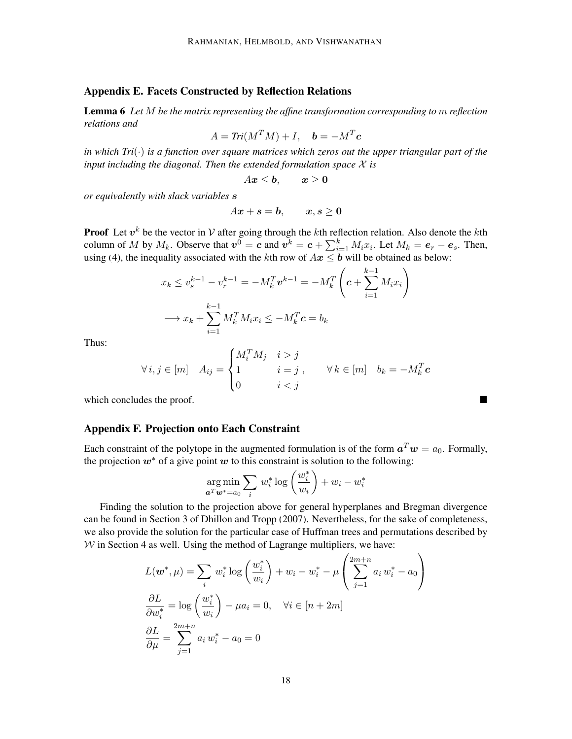## Appendix E. Facets Constructed by Reflection Relations

**Lemma 6** *Let $M$ be the matrix representing the affine transformation corresponding to $m$ reflection relations and*

$$A = \textit{Tri}(M^T M) + I, \quad \boldsymbol{b} = -M^T \boldsymbol{c}$$

*in which $\textit{Tri}(\cdot)$ is a function over square matrices which zeros out the upper triangular part of the input including the diagonal. Then the extended formulation space $\mathcal{X}$ is*

$$A\boldsymbol{x} \leq \boldsymbol{b}, \qquad \boldsymbol{x} \geq \boldsymbol{0}$$

*or equivalently with slack variables $\boldsymbol{s}$*

$$A\boldsymbol{x} + \boldsymbol{s} = \boldsymbol{b}, \qquad \boldsymbol{x}, \boldsymbol{s} \geq \boldsymbol{0}$$

**Proof** Let $\boldsymbol{v}^k$ be the vector in $\mathcal{V}$ after going through the $k$th reflection relation. Also denote the $k$th column of $M$ by $M_k$. Observe that $\boldsymbol{v}^0 = \boldsymbol{c}$ and $\boldsymbol{v}^k = \boldsymbol{c} + \sum_{i=1}^{k} M_i x_i$. Let $M_k = \boldsymbol{e}_r - \boldsymbol{e}_s$. Then, using (4), the inequality associated with the $k$th row of $A\boldsymbol{x} \leq \boldsymbol{b}$ will be obtained as below:

$$x_k \leq v_s^{k-1} - v_r^{k-1} = -M_k^T \boldsymbol{v}^{k-1} = -M_k^T \left( \boldsymbol{c} + \sum_{i=1}^{k-1} M_i x_i \right)$$

$$\longrightarrow x_k + \sum_{i=1}^{k-1} M_k^T M_i x_i \leq -M_k^T \boldsymbol{c} = b_k$$

Thus:

$$\forall\, i, j \in [m] \quad A_{ij} = \begin{cases} M_i^T M_j & i > j \\ 1 & i = j \\ 0 & i < j \end{cases}, \qquad \forall\, k \in [m] \quad b_k = -M_k^T \boldsymbol{c}$$

which concludes the proof. ∎

## Appendix F. Projection onto Each Constraint

Each constraint of the polytope in the augmented formulation is of the form $\boldsymbol{a}^T \boldsymbol{w} = a_0$. Formally, the projection $\boldsymbol{w}^*$ of a give point $\boldsymbol{w}$ to this constraint is solution to the following:

$$\underset{\boldsymbol{a}^T \boldsymbol{w}^* = a_0}{\arg\min} \sum_i \; w_i^* \log \left( \frac{w_i^*}{w_i} \right) + w_i - w_i^*$$

Finding the solution to the projection above for general hyperplanes and Bregman divergence can be found in Section 3 of Dhillon and Tropp (2007). Nevertheless, for the sake of completeness, we also provide the solution for the particular case of Huffman trees and permutations described by $\mathcal{W}$ in Section 4 as well. Using the method of Lagrange multipliers, we have:

$$L(\boldsymbol{w}^*, \mu) = \sum_i \; w_i^* \log \left( \frac{w_i^*}{w_i} \right) + w_i - w_i^* - \mu \left( \sum_{j=1}^{2m+n} a_i \, w_i^* - a_0 \right)$$

$$\frac{\partial L}{\partial w_i^*} = \log \left( \frac{w_i^*}{w_i} \right) - \mu a_i = 0, \quad \forall i \in [n + 2m]$$

$$\frac{\partial L}{\partial \mu} = \sum_{j=1}^{2m+n} a_i \, w_i^* - a_0 = 0$$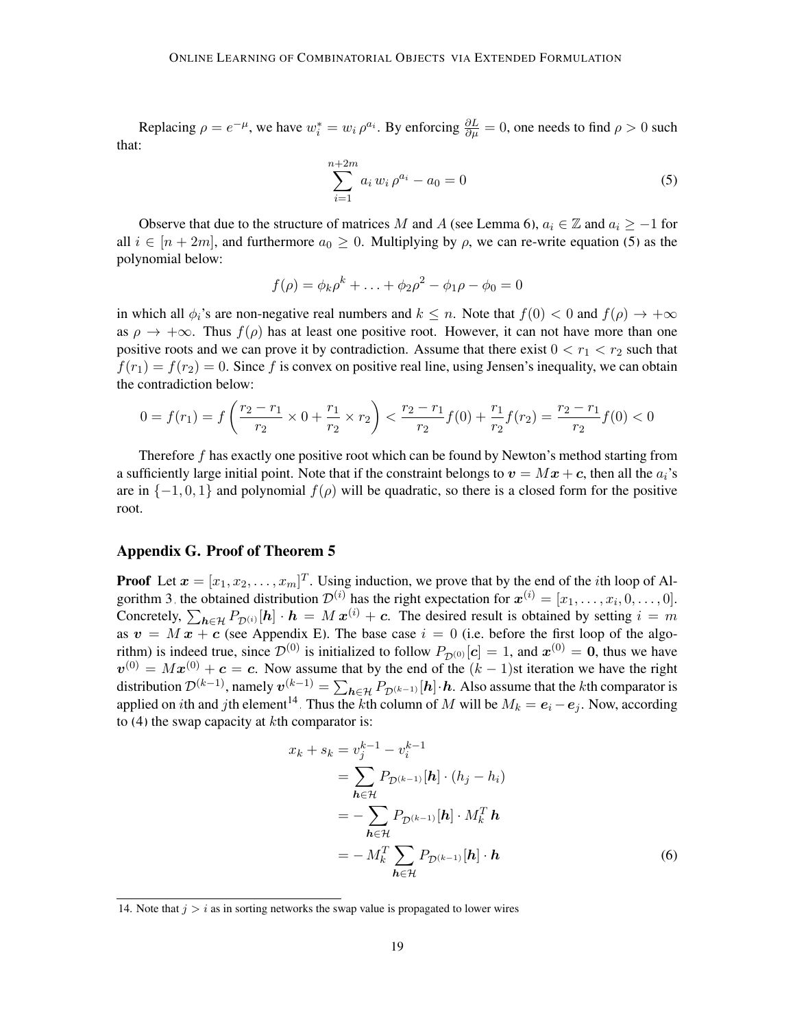Replacing $\rho = e^{-\mu}$, we have $w_i^* = w_i\, \rho^{a_i}$. By enforcing $\frac{\partial L}{\partial \mu} = 0$, one needs to find $\rho > 0$ such that:

$$\sum_{i=1}^{n+2m} a_i\, w_i\, \rho^{a_i} - a_0 = 0 \tag{5}$$

Observe that due to the structure of matrices $M$ and $A$ (see Lemma 6), $a_i \in \mathbb{Z}$ and $a_i \geq -1$ for all $i \in [n + 2m]$, and furthermore $a_0 \geq 0$. Multiplying by $\rho$, we can re-write equation (5) as the polynomial below:

$$f(\rho) = \phi_k \rho^k + \ldots + \phi_2 \rho^2 - \phi_1 \rho - \phi_0 = 0$$

in which all $\phi_i$'s are non-negative real numbers and $k \leq n$. Note that $f(0) < 0$ and $f(\rho) \to +\infty$ as $\rho \to +\infty$. Thus $f(\rho)$ has at least one positive root. However, it can not have more than one positive roots and we can prove it by contradiction. Assume that there exist $0 < r_1 < r_2$ such that $f(r_1) = f(r_2) = 0$. Since $f$ is convex on positive real line, using Jensen's inequality, we can obtain the contradiction below:

$$0 = f(r_1) = f\left(\frac{r_2 - r_1}{r_2} \times 0 + \frac{r_1}{r_2} \times r_2\right) < \frac{r_2 - r_1}{r_2} f(0) + \frac{r_1}{r_2} f(r_2) = \frac{r_2 - r_1}{r_2} f(0) < 0$$

Therefore $f$ has exactly one positive root which can be found by Newton's method starting from a sufficiently large initial point. Note that if the constraint belongs to $\boldsymbol{v} = M\boldsymbol{x} + \boldsymbol{c}$, then all the $a_i$'s are in $\{-1, 0, 1\}$ and polynomial $f(\rho)$ will be quadratic, so there is a closed form for the positive root.

## Appendix G. Proof of Theorem 5

**Proof** Let $\boldsymbol{x} = [x_1, x_2, \ldots, x_m]^T$. Using induction, we prove that by the end of the $i$th loop of Algorithm 3, the obtained distribution $\mathcal{D}^{(i)}$ has the right expectation for $\boldsymbol{x}^{(i)} = [x_1, \ldots, x_i, 0, \ldots, 0]$. Concretely, $\sum_{\boldsymbol{h} \in \mathcal{H}} P_{\mathcal{D}^{(i)}}[\boldsymbol{h}] \cdot \boldsymbol{h} = M\, \boldsymbol{x}^{(i)} + \boldsymbol{c}$. The desired result is obtained by setting $i = m$ as $\boldsymbol{v} = M\, \boldsymbol{x} + \boldsymbol{c}$ (see Appendix E). The base case $i = 0$ (i.e. before the first loop of the algorithm) is indeed true, since $\mathcal{D}^{(0)}$ is initialized to follow $P_{\mathcal{D}^{(0)}}[\boldsymbol{c}] = 1$, and $\boldsymbol{x}^{(0)} = \boldsymbol{0}$, thus we have $\boldsymbol{v}^{(0)} = M\boldsymbol{x}^{(0)} + \boldsymbol{c} = \boldsymbol{c}$. Now assume that by the end of the $(k-1)$st iteration we have the right distribution $\mathcal{D}^{(k-1)}$, namely $\boldsymbol{v}^{(k-1)} = \sum_{\boldsymbol{h} \in \mathcal{H}} P_{\mathcal{D}^{(k-1)}}[\boldsymbol{h}] \cdot \boldsymbol{h}$. Also assume that the $k$th comparator is applied on $i$th and $j$th element[14]. Thus the $k$th column of $M$ will be $M_k = \boldsymbol{e}_i - \boldsymbol{e}_j$. Now, according to (4) the swap capacity at $k$th comparator is:

$$\begin{aligned}
x_k + s_k &= v_j^{k-1} - v_i^{k-1} \\
&= \sum_{\boldsymbol{h} \in \mathcal{H}} P_{\mathcal{D}^{(k-1)}}[\boldsymbol{h}] \cdot (h_j - h_i) \\
&= -\sum_{\boldsymbol{h} \in \mathcal{H}} P_{\mathcal{D}^{(k-1)}}[\boldsymbol{h}] \cdot M_k^T\, \boldsymbol{h} \\
&= -\, M_k^T \sum_{\boldsymbol{h} \in \mathcal{H}} P_{\mathcal{D}^{(k-1)}}[\boldsymbol{h}] \cdot \boldsymbol{h}
\end{aligned} \tag{6}$$

14. Note that $j > i$ as in sorting networks the swap value is propagated to lower wires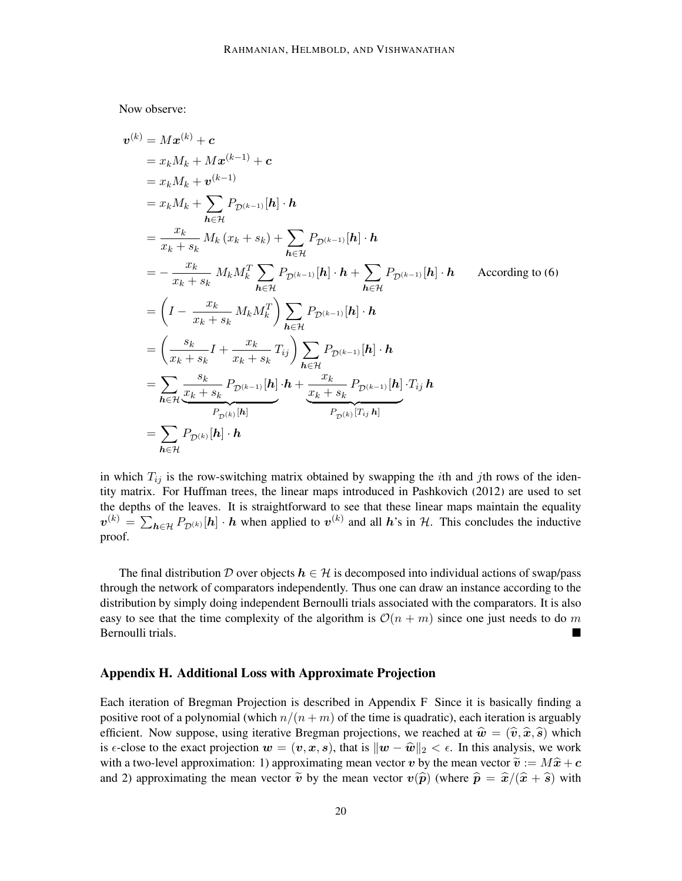Now observe:

$$
\begin{aligned}
\boldsymbol{v}^{(k)} &= M\boldsymbol{x}^{(k)} + \boldsymbol{c} \\
&= x_k M_k + M\boldsymbol{x}^{(k-1)} + \boldsymbol{c} \\
&= x_k M_k + \boldsymbol{v}^{(k-1)} \\
&= x_k M_k + \sum_{\boldsymbol{h}\in\mathcal{H}} P_{\mathcal{D}^{(k-1)}}[\boldsymbol{h}] \cdot \boldsymbol{h} \\
&= \frac{x_k}{x_k + s_k}\, M_k\,(x_k + s_k) + \sum_{\boldsymbol{h}\in\mathcal{H}} P_{\mathcal{D}^{(k-1)}}[\boldsymbol{h}] \cdot \boldsymbol{h} \\
&= -\frac{x_k}{x_k + s_k}\, M_k M_k^T \sum_{\boldsymbol{h}\in\mathcal{H}} P_{\mathcal{D}^{(k-1)}}[\boldsymbol{h}] \cdot \boldsymbol{h} + \sum_{\boldsymbol{h}\in\mathcal{H}} P_{\mathcal{D}^{(k-1)}}[\boldsymbol{h}] \cdot \boldsymbol{h} \qquad \text{According to (6)} \\
&= \left( I - \frac{x_k}{x_k + s_k}\, M_k M_k^T \right) \sum_{\boldsymbol{h}\in\mathcal{H}} P_{\mathcal{D}^{(k-1)}}[\boldsymbol{h}] \cdot \boldsymbol{h} \\
&= \left( \frac{s_k}{x_k + s_k} I + \frac{x_k}{x_k + s_k}\, T_{ij} \right) \sum_{\boldsymbol{h}\in\mathcal{H}} P_{\mathcal{D}^{(k-1)}}[\boldsymbol{h}] \cdot \boldsymbol{h} \\
&= \sum_{\boldsymbol{h}\in\mathcal{H}} \underbrace{\frac{s_k}{x_k + s_k}\, P_{\mathcal{D}^{(k-1)}}[\boldsymbol{h}]}_{P_{\mathcal{D}^{(k)}}[\boldsymbol{h}]} \cdot \boldsymbol{h} + \underbrace{\frac{x_k}{x_k + s_k}\, P_{\mathcal{D}^{(k-1)}}[\boldsymbol{h}]}_{P_{\mathcal{D}^{(k)}}[T_{ij}\,\boldsymbol{h}]} \cdot T_{ij}\,\boldsymbol{h} \\
&= \sum_{\boldsymbol{h}\in\mathcal{H}} P_{\mathcal{D}^{(k)}}[\boldsymbol{h}] \cdot \boldsymbol{h}
\end{aligned}
$$

in which $T_{ij}$ is the row-switching matrix obtained by swapping the $i$th and $j$th rows of the identity matrix. For Huffman trees, the linear maps introduced in Pashkovich (2012) are used to set the depths of the leaves. It is straightforward to see that these linear maps maintain the equality $\boldsymbol{v}^{(k)} = \sum_{\boldsymbol{h}\in\mathcal{H}} P_{\mathcal{D}^{(k)}}[\boldsymbol{h}] \cdot \boldsymbol{h}$ when applied to $\boldsymbol{v}^{(k)}$ and all $\boldsymbol{h}$'s in $\mathcal{H}$. This concludes the inductive proof.

The final distribution $\mathcal{D}$ over objects $\boldsymbol{h} \in \mathcal{H}$ is decomposed into individual actions of swap/pass through the network of comparators independently. Thus one can draw an instance according to the distribution by simply doing independent Bernoulli trials associated with the comparators. It is also easy to see that the time complexity of the algorithm is $\mathcal{O}(n + m)$ since one just needs to do $m$ Bernoulli trials. ∎

## Appendix H. Additional Loss with Approximate Projection

Each iteration of Bregman Projection is described in Appendix F. Since it is basically finding a positive root of a polynomial (which $n/(n+m)$ of the time is quadratic), each iteration is arguably efficient. Now suppose, using iterative Bregman projections, we reached at $\widehat{\boldsymbol{w}} = (\widehat{\boldsymbol{v}}, \widehat{\boldsymbol{x}}, \widehat{\boldsymbol{s}})$ which is $\epsilon$-close to the exact projection $\boldsymbol{w} = (\boldsymbol{v}, \boldsymbol{x}, \boldsymbol{s})$, that is $\|\boldsymbol{w} - \widehat{\boldsymbol{w}}\|_2 < \epsilon$. In this analysis, we work with a two-level approximation: 1) approximating mean vector $\boldsymbol{v}$ by the mean vector $\widetilde{\boldsymbol{v}} := M\widehat{\boldsymbol{x}} + \boldsymbol{c}$ and 2) approximating the mean vector $\widetilde{\boldsymbol{v}}$ by the mean vector $\boldsymbol{v}(\widehat{\boldsymbol{p}})$ (where $\widehat{\boldsymbol{p}} = \widehat{\boldsymbol{x}}/(\widehat{\boldsymbol{x}} + \widehat{\boldsymbol{s}})$ with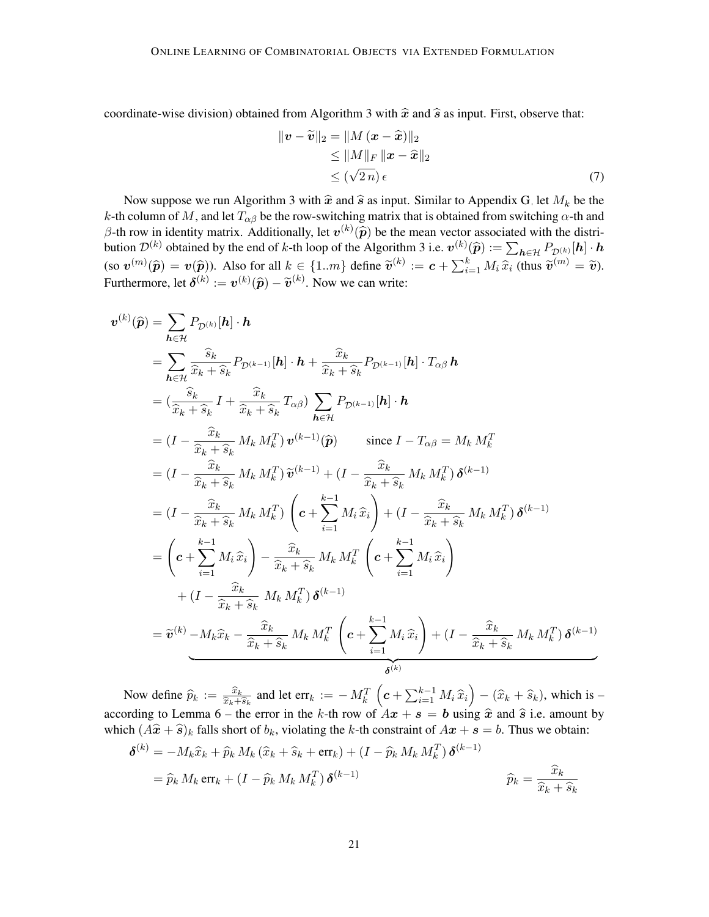coordinate-wise division) obtained from Algorithm 3 with $\widehat{\boldsymbol{x}}$ and $\widehat{\boldsymbol{s}}$ as input. First, observe that:

$$
\begin{aligned}
\|\boldsymbol{v} - \widetilde{\boldsymbol{v}}\|_2 &= \|M\,(\boldsymbol{x} - \widehat{\boldsymbol{x}})\|_2 \\
&\leq \|M\|_F\,\|\boldsymbol{x} - \widehat{\boldsymbol{x}}\|_2 \\
&\leq (\sqrt{2\,n})\,\epsilon
\end{aligned}
\tag{7}
$$

Now suppose we run Algorithm 3 with $\widehat{\boldsymbol{x}}$ and $\widehat{\boldsymbol{s}}$ as input. Similar to Appendix G, let $M_k$ be the $k$-th column of $M$, and let $T_{\alpha\beta}$ be the row-switching matrix that is obtained from switching $\alpha$-th and $\beta$-th row in identity matrix. Additionally, let $\boldsymbol{v}^{(k)}(\widehat{\boldsymbol{p}})$ be the mean vector associated with the distribution $\mathcal{D}^{(k)}$ obtained by the end of $k$-th loop of the Algorithm 3 i.e. $\boldsymbol{v}^{(k)}(\widehat{\boldsymbol{p}}) := \sum_{\boldsymbol{h}\in\mathcal{H}} P_{\mathcal{D}^{(k)}}[\boldsymbol{h}]\cdot\boldsymbol{h}$ (so $\boldsymbol{v}^{(m)}(\widehat{\boldsymbol{p}}) = \boldsymbol{v}(\widehat{\boldsymbol{p}})$). Also for all $k \in \{1..m\}$ define $\widetilde{\boldsymbol{v}}^{(k)} := \boldsymbol{c} + \sum_{i=1}^{k} M_i\,\widehat{x}_i$ (thus $\widetilde{\boldsymbol{v}}^{(m)} = \widetilde{\boldsymbol{v}}$). Furthermore, let $\boldsymbol{\delta}^{(k)} := \boldsymbol{v}^{(k)}(\widehat{\boldsymbol{p}}) - \widetilde{\boldsymbol{v}}^{(k)}$. Now we can write:

$$
\begin{aligned}
\boldsymbol{v}^{(k)}(\widehat{\boldsymbol{p}}) &= \sum_{\boldsymbol{h}\in\mathcal{H}} P_{\mathcal{D}^{(k)}}[\boldsymbol{h}]\cdot\boldsymbol{h} \\
&= \sum_{\boldsymbol{h}\in\mathcal{H}} \frac{\widehat{s}_k}{\widehat{x}_k + \widehat{s}_k} P_{\mathcal{D}^{(k-1)}}[\boldsymbol{h}]\cdot\boldsymbol{h} + \frac{\widehat{x}_k}{\widehat{x}_k + \widehat{s}_k} P_{\mathcal{D}^{(k-1)}}[\boldsymbol{h}]\cdot T_{\alpha\beta}\,\boldsymbol{h} \\
&= (\frac{\widehat{s}_k}{\widehat{x}_k + \widehat{s}_k}\,I + \frac{\widehat{x}_k}{\widehat{x}_k + \widehat{s}_k}\,T_{\alpha\beta}) \sum_{\boldsymbol{h}\in\mathcal{H}} P_{\mathcal{D}^{(k-1)}}[\boldsymbol{h}]\cdot\boldsymbol{h} \\
&= (I - \frac{\widehat{x}_k}{\widehat{x}_k + \widehat{s}_k}\,M_k\,M_k^T)\,\boldsymbol{v}^{(k-1)}(\widehat{\boldsymbol{p}}) \qquad \text{since } I - T_{\alpha\beta} = M_k\,M_k^T \\
&= (I - \frac{\widehat{x}_k}{\widehat{x}_k + \widehat{s}_k}\,M_k\,M_k^T)\,\widetilde{\boldsymbol{v}}^{(k-1)} + (I - \frac{\widehat{x}_k}{\widehat{x}_k + \widehat{s}_k}\,M_k\,M_k^T)\,\boldsymbol{\delta}^{(k-1)} \\
&= (I - \frac{\widehat{x}_k}{\widehat{x}_k + \widehat{s}_k}\,M_k\,M_k^T)\left(\boldsymbol{c} + \sum_{i=1}^{k-1} M_i\,\widehat{x}_i\right) + (I - \frac{\widehat{x}_k}{\widehat{x}_k + \widehat{s}_k}\,M_k\,M_k^T)\,\boldsymbol{\delta}^{(k-1)} \\
&= \left(\boldsymbol{c} + \sum_{i=1}^{k-1} M_i\,\widehat{x}_i\right) - \frac{\widehat{x}_k}{\widehat{x}_k + \widehat{s}_k}\,M_k\,M_k^T\left(\boldsymbol{c} + \sum_{i=1}^{k-1} M_i\,\widehat{x}_i\right) \\
&\quad + (I - \frac{\widehat{x}_k}{\widehat{x}_k + \widehat{s}_k}\,M_k\,M_k^T)\,\boldsymbol{\delta}^{(k-1)} \\
&= \widetilde{\boldsymbol{v}}^{(k)} \underbrace{- M_k\widehat{x}_k - \frac{\widehat{x}_k}{\widehat{x}_k + \widehat{s}_k}\,M_k\,M_k^T\left(\boldsymbol{c} + \sum_{i=1}^{k-1} M_i\,\widehat{x}_i\right) + (I - \frac{\widehat{x}_k}{\widehat{x}_k + \widehat{s}_k}\,M_k\,M_k^T)\,\boldsymbol{\delta}^{(k-1)}}_{\boldsymbol{\delta}^{(k)}}
\end{aligned}
$$

Now define $\widehat{p}_k := \frac{\widehat{x}_k}{\widehat{x}_k + \widehat{s}_k}$ and let $\text{err}_k := -M_k^T\left(\boldsymbol{c} + \sum_{i=1}^{k-1} M_i\,\widehat{x}_i\right) - (\widehat{x}_k + \widehat{s}_k)$, which is – according to Lemma 6 – the error in the $k$-th row of $A\boldsymbol{x} + \boldsymbol{s} = \boldsymbol{b}$ using $\widehat{\boldsymbol{x}}$ and $\widehat{\boldsymbol{s}}$ i.e. amount by which $(A\widehat{\boldsymbol{x}} + \widehat{\boldsymbol{s}})_k$ falls short of $b_k$, violating the $k$-th constraint of $A\boldsymbol{x} + \boldsymbol{s} = b$. Thus we obtain:

$$
\begin{aligned}
\boldsymbol{\delta}^{(k)} &= -M_k\widehat{x}_k + \widehat{p}_k\,M_k\,(\widehat{x}_k + \widehat{s}_k + \text{err}_k) + (I - \widehat{p}_k\,M_k\,M_k^T)\,\boldsymbol{\delta}^{(k-1)} \\
&= \widehat{p}_k\,M_k\,\text{err}_k + (I - \widehat{p}_k\,M_k\,M_k^T)\,\boldsymbol{\delta}^{(k-1)} \qquad\qquad \widehat{p}_k = \frac{\widehat{x}_k}{\widehat{x}_k + \widehat{s}_k}
\end{aligned}
$$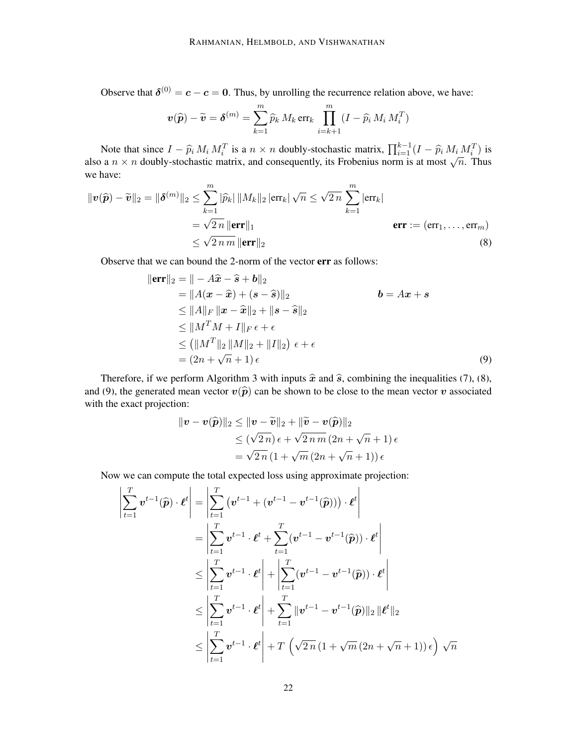Observe that $\boldsymbol{\delta}^{(0)} = \boldsymbol{c} - \boldsymbol{c} = \boldsymbol{0}$. Thus, by unrolling the recurrence relation above, we have:

$$\boldsymbol{v}(\widehat{\boldsymbol{p}}) - \widetilde{\boldsymbol{v}} = \boldsymbol{\delta}^{(m)} = \sum_{k=1}^{m} \widehat{p}_k \, M_k \, \mathrm{err}_k \prod_{i=k+1}^{m} (I - \widehat{p}_i \, M_i \, M_i^T)$$

Note that since $I - \widehat{p}_i \, M_i \, M_i^T$ is a $n \times n$ doubly-stochastic matrix, $\prod_{i=1}^{k-1}(I - \widehat{p}_i \, M_i \, M_i^T)$ is also a $n \times n$ doubly-stochastic matrix, and consequently, its Frobenius norm is at most $\sqrt{n}$. Thus we have:

$$\begin{aligned}
\|\boldsymbol{v}(\widehat{\boldsymbol{p}}) - \widetilde{\boldsymbol{v}}\|_2 = \|\boldsymbol{\delta}^{(m)}\|_2 &\leq \sum_{k=1}^{m} |\widehat{p}_k| \, \|M_k\|_2 \, |\mathrm{err}_k| \, \sqrt{n} \leq \sqrt{2\,n} \sum_{k=1}^{m} |\mathrm{err}_k| \\
&= \sqrt{2\,n} \, \|\mathbf{err}\|_1 \qquad\qquad \mathbf{err} := (\mathrm{err}_1, \ldots, \mathrm{err}_m) \\
&\leq \sqrt{2\,n\,m} \, \|\mathbf{err}\|_2 \qquad (8)
\end{aligned}$$

Observe that we can bound the 2-norm of the vector $\mathbf{err}$ as follows:

$$\begin{aligned}
\|\mathbf{err}\|_2 &= \| - A\widehat{\boldsymbol{x}} - \widehat{\boldsymbol{s}} + \boldsymbol{b}\|_2 \\
&= \|A(\boldsymbol{x} - \widehat{\boldsymbol{x}}) + (\boldsymbol{s} - \widehat{\boldsymbol{s}})\|_2 \qquad\qquad \boldsymbol{b} = A\boldsymbol{x} + \boldsymbol{s} \\
&\leq \|A\|_F \, \|\boldsymbol{x} - \widehat{\boldsymbol{x}}\|_2 + \|\boldsymbol{s} - \widehat{\boldsymbol{s}}\|_2 \\
&\leq \|M^T M + I\|_F \, \epsilon + \epsilon \\
&\leq \left(\|M^T\|_2 \, \|M\|_2 + \|I\|_2\right) \, \epsilon + \epsilon \\
&= (2n + \sqrt{n} + 1) \, \epsilon \qquad (9)
\end{aligned}$$

Therefore, if we perform Algorithm 3 with inputs $\widehat{\boldsymbol{x}}$ and $\widehat{\boldsymbol{s}}$, combining the inequalities (7), (8), and (9), the generated mean vector $\boldsymbol{v}(\widehat{\boldsymbol{p}})$ can be shown to be close to the mean vector $\boldsymbol{v}$ associated with the exact projection:

$$\begin{aligned}
\|\boldsymbol{v} - \boldsymbol{v}(\widehat{\boldsymbol{p}})\|_2 &\leq \|\boldsymbol{v} - \widetilde{\boldsymbol{v}}\|_2 + \|\widetilde{\boldsymbol{v}} - \boldsymbol{v}(\widehat{\boldsymbol{p}})\|_2 \\
&\leq (\sqrt{2\,n}) \, \epsilon + \sqrt{2\,n\,m} \, (2n + \sqrt{n} + 1) \, \epsilon \\
&= \sqrt{2\,n} \, (1 + \sqrt{m} \, (2n + \sqrt{n} + 1)) \, \epsilon
\end{aligned}$$

Now we can compute the total expected loss using approximate projection:

$$\begin{aligned}
\left|\sum_{t=1}^{T} \boldsymbol{v}^{t-1}(\widehat{\boldsymbol{p}}) \cdot \boldsymbol{\ell}^t\right| &= \left|\sum_{t=1}^{T} \left(\boldsymbol{v}^{t-1} + (\boldsymbol{v}^{t-1} - \boldsymbol{v}^{t-1}(\widehat{\boldsymbol{p}}))\right) \cdot \boldsymbol{\ell}^t\right| \\
&= \left|\sum_{t=1}^{T} \boldsymbol{v}^{t-1} \cdot \boldsymbol{\ell}^t + \sum_{t=1}^{T} (\boldsymbol{v}^{t-1} - \boldsymbol{v}^{t-1}(\widehat{\boldsymbol{p}})) \cdot \boldsymbol{\ell}^t\right| \\
&\leq \left|\sum_{t=1}^{T} \boldsymbol{v}^{t-1} \cdot \boldsymbol{\ell}^t\right| + \left|\sum_{t=1}^{T} (\boldsymbol{v}^{t-1} - \boldsymbol{v}^{t-1}(\widehat{\boldsymbol{p}})) \cdot \boldsymbol{\ell}^t\right| \\
&\leq \left|\sum_{t=1}^{T} \boldsymbol{v}^{t-1} \cdot \boldsymbol{\ell}^t\right| + \sum_{t=1}^{T} \|\boldsymbol{v}^{t-1} - \boldsymbol{v}^{t-1}(\widehat{\boldsymbol{p}})\|_2 \, \|\boldsymbol{\ell}^t\|_2 \\
&\leq \left|\sum_{t=1}^{T} \boldsymbol{v}^{t-1} \cdot \boldsymbol{\ell}^t\right| + T \, \left(\sqrt{2\,n} \, (1 + \sqrt{m} \, (2n + \sqrt{n} + 1)) \, \epsilon\right) \, \sqrt{n}
\end{aligned}$$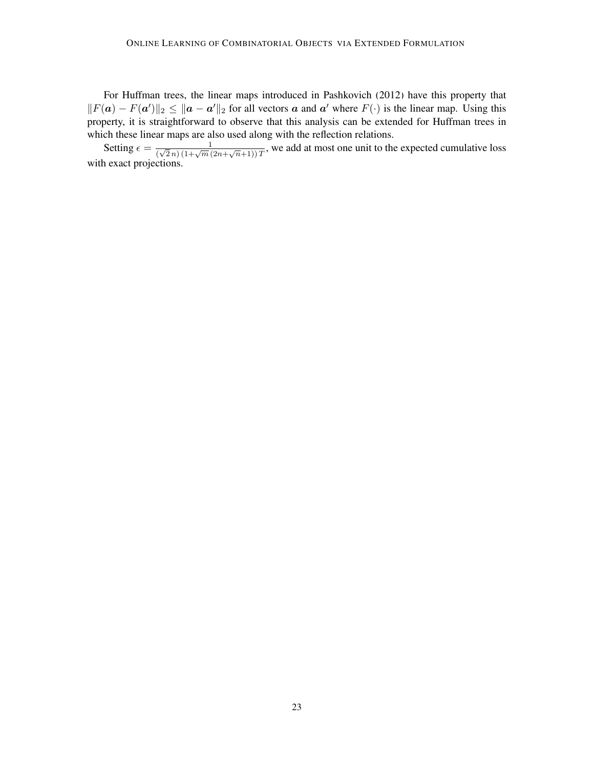For Huffman trees, the linear maps introduced in Pashkovich (2012) have this property that $\|F(\boldsymbol{a}) - F(\boldsymbol{a}')\|_2 \leq \|\boldsymbol{a} - \boldsymbol{a}'\|_2$ for all vectors $\boldsymbol{a}$ and $\boldsymbol{a}'$ where $F(\cdot)$ is the linear map. Using this property, it is straightforward to observe that this analysis can be extended for Huffman trees in which these linear maps are also used along with the reflection relations.

Setting $\epsilon = \frac{1}{(\sqrt{2}\,n)\,(1+\sqrt{m}\,(2n+\sqrt{n}+1))\,T}$, we add at most one unit to the expected cumulative loss with exact projections.